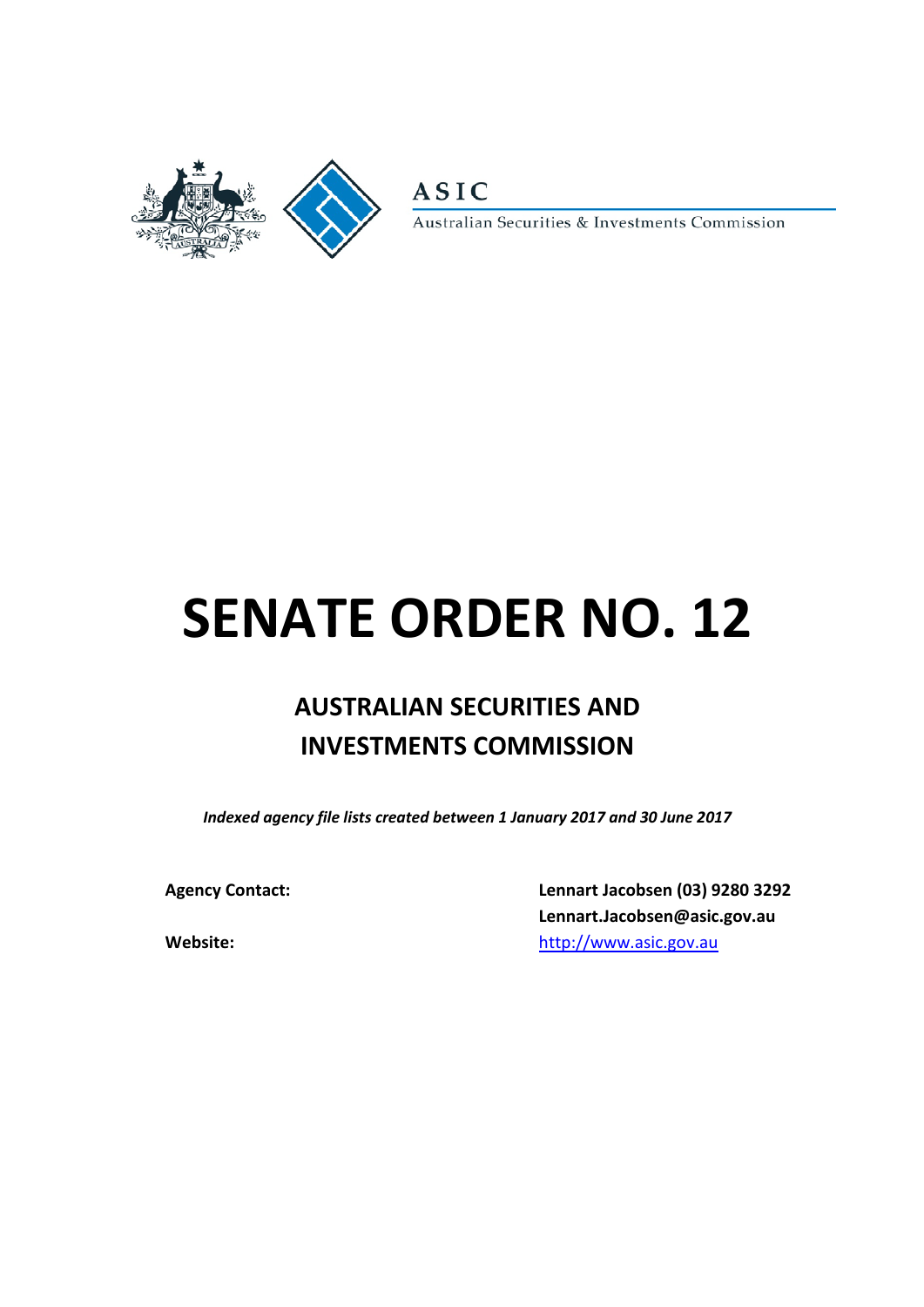ASIC

Australian Securities & Investments Commission

# SENATE ORDER NO. 12

## AUSTRALIAN SECURITIES AND INVESTMENTS COMMISSION

***Indexed agency file lists created between 1 January 2017 and 30 June 2017***

**Agency Contact:** **Lennart Jacobsen (03) 9280 3292**
**Lennart.Jacobsen@asic.gov.au**

**Website:** http://www.asic.gov.au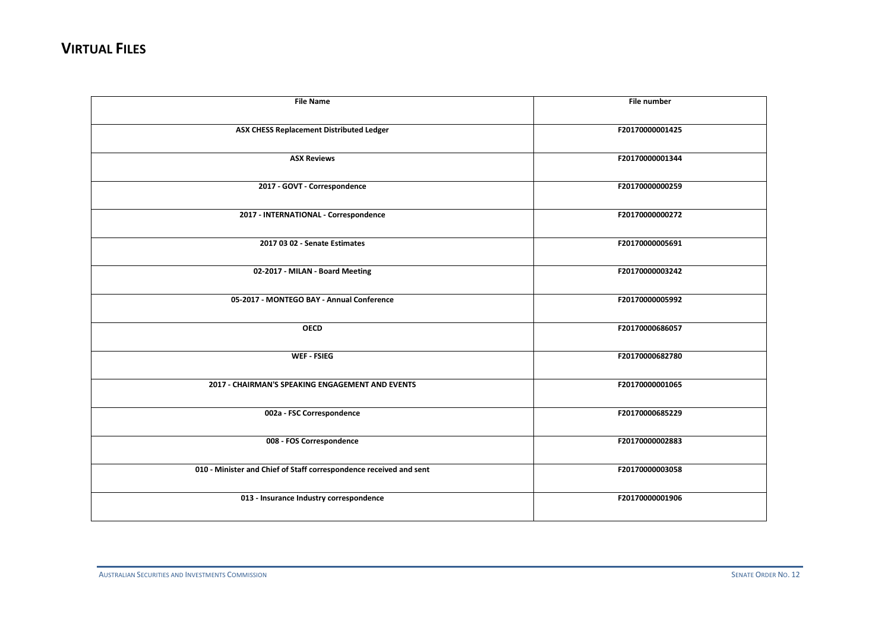# VIRTUAL FILES

| File Name | File number |
|---|---|
| ASX CHESS Replacement Distributed Ledger | F20170000001425 |
| ASX Reviews | F20170000001344 |
| 2017 - GOVT - Correspondence | F20170000000259 |
| 2017 - INTERNATIONAL - Correspondence | F20170000000272 |
| 2017 03 02 - Senate Estimates | F20170000005691 |
| 02-2017 - MILAN - Board Meeting | F20170000003242 |
| 05-2017 - MONTEGO BAY - Annual Conference | F20170000005992 |
| OECD | F20170000686057 |
| WEF - FSIEG | F20170000682780 |
| 2017 - CHAIRMAN'S SPEAKING ENGAGEMENT AND EVENTS | F20170000001065 |
| 002a - FSC Correspondence | F20170000685229 |
| 008 - FOS Correspondence | F20170000002883 |
| 010 - Minister and Chief of Staff correspondence received and sent | F20170000003058 |
| 013 - Insurance Industry correspondence | F20170000001906 |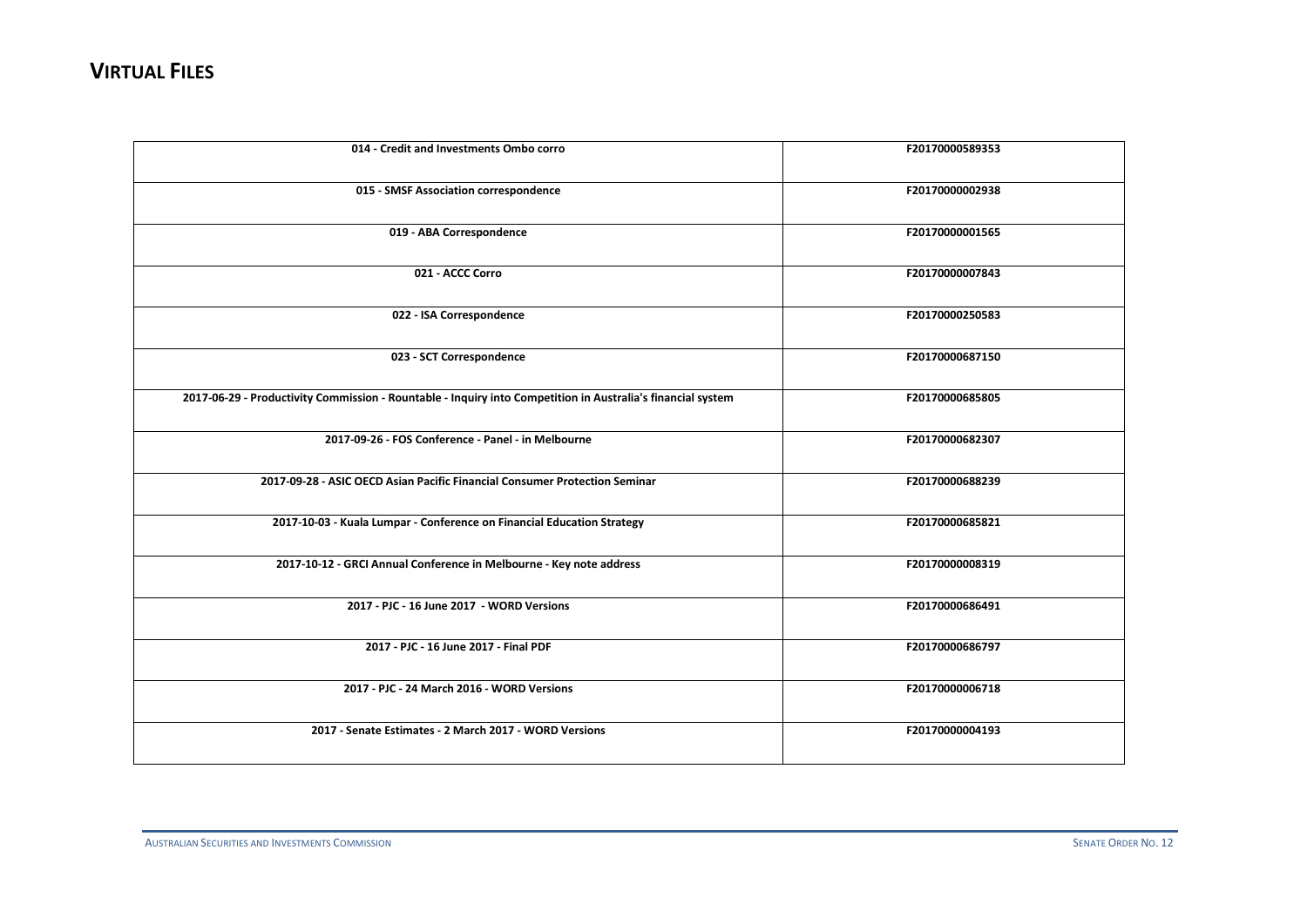## VIRTUAL FILES

| | |
|---|---|
| 014 - Credit and Investments Ombo corro | F20170000589353 |
| 015 - SMSF Association correspondence | F20170000002938 |
| 019 - ABA Correspondence | F20170000001565 |
| 021 - ACCC Corro | F20170000007843 |
| 022 - ISA Correspondence | F20170000250583 |
| 023 - SCT Correspondence | F20170000687150 |
| 2017-06-29 - Productivity Commission - Rountable - Inquiry into Competition in Australia's financial system | F20170000685805 |
| 2017-09-26 - FOS Conference - Panel - in Melbourne | F20170000682307 |
| 2017-09-28 - ASIC OECD Asian Pacific Financial Consumer Protection Seminar | F20170000688239 |
| 2017-10-03 - Kuala Lumpar - Conference on Financial Education Strategy | F20170000685821 |
| 2017-10-12 - GRCI Annual Conference in Melbourne - Key note address | F20170000008319 |
| 2017 - PJC - 16 June 2017 - WORD Versions | F20170000686491 |
| 2017 - PJC - 16 June 2017 - Final PDF | F20170000686797 |
| 2017 - PJC - 24 March 2016 - WORD Versions | F20170000006718 |
| 2017 - Senate Estimates - 2 March 2017 - WORD Versions | F20170000004193 |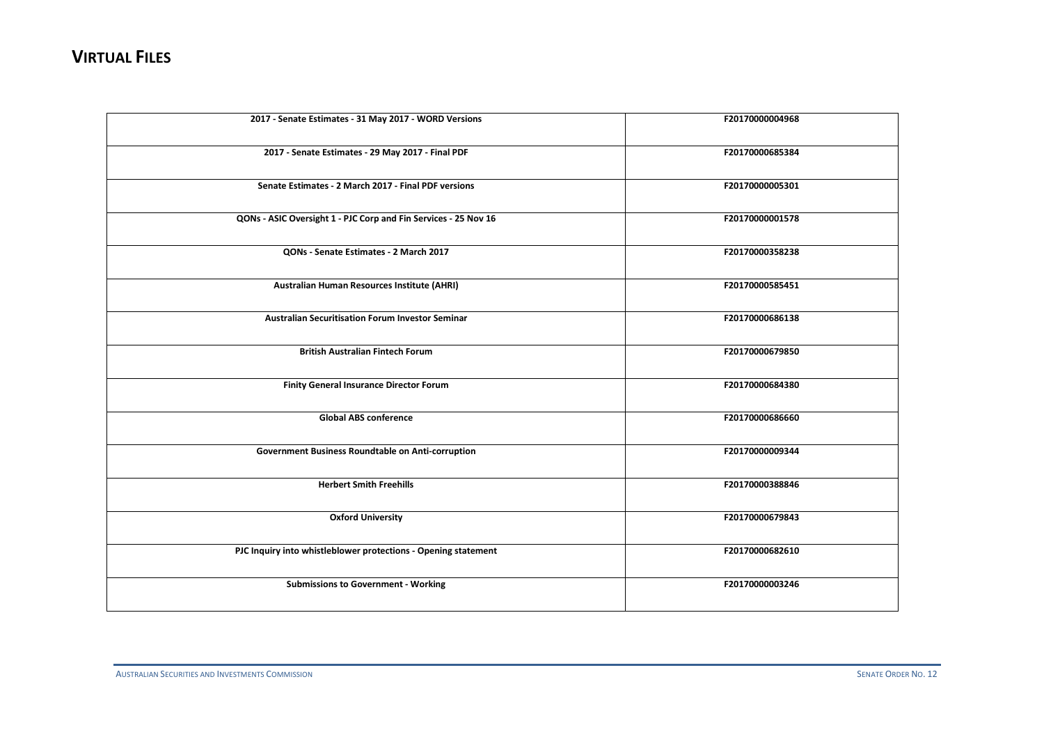# VIRTUAL FILES

| | |
|---|---|
| **2017 - Senate Estimates - 31 May 2017 - WORD Versions** | **F20170000004968** |
| **2017 - Senate Estimates - 29 May 2017 - Final PDF** | **F20170000685384** |
| **Senate Estimates - 2 March 2017 - Final PDF versions** | **F20170000005301** |
| **QONs - ASIC Oversight 1 - PJC Corp and Fin Services - 25 Nov 16** | **F20170000001578** |
| **QONs - Senate Estimates - 2 March 2017** | **F20170000358238** |
| **Australian Human Resources Institute (AHRI)** | **F20170000585451** |
| **Australian Securitisation Forum Investor Seminar** | **F20170000686138** |
| **British Australian Fintech Forum** | **F20170000679850** |
| **Finity General Insurance Director Forum** | **F20170000684380** |
| **Global ABS conference** | **F20170000686660** |
| **Government Business Roundtable on Anti-corruption** | **F20170000009344** |
| **Herbert Smith Freehills** | **F20170000388846** |
| **Oxford University** | **F20170000679843** |
| **PJC Inquiry into whistleblower protections - Opening statement** | **F20170000682610** |
| **Submissions to Government - Working** | **F20170000003246** |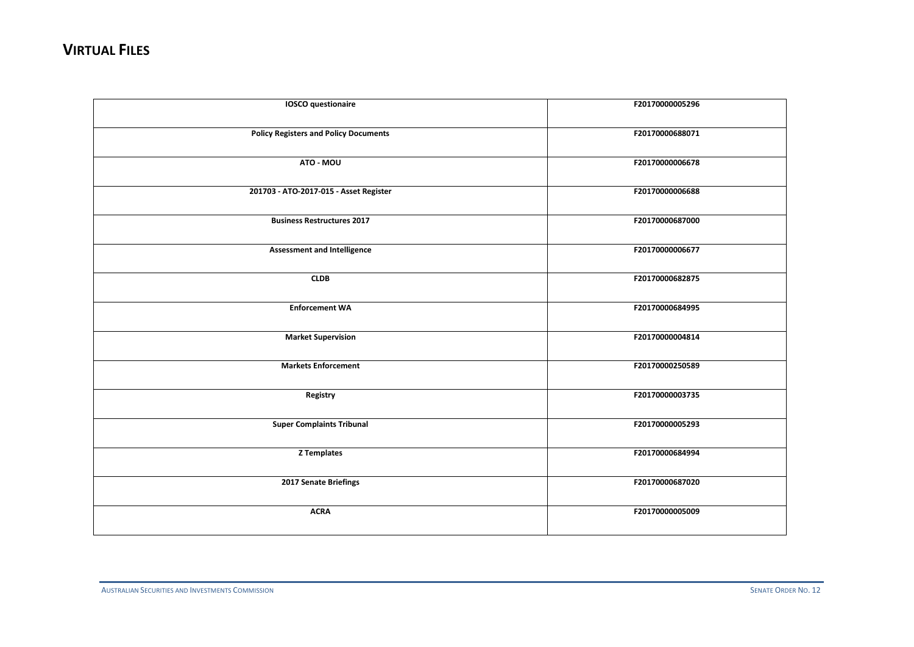# Virtual Files

| | |
|---|---|
| **IOSCO questionaire** | **F20170000005296** |
| **Policy Registers and Policy Documents** | **F20170000688071** |
| **ATO - MOU** | **F20170000006678** |
| **201703 - ATO-2017-015 - Asset Register** | **F20170000006688** |
| **Business Restructures 2017** | **F20170000687000** |
| **Assessment and Intelligence** | **F20170000006677** |
| **CLDB** | **F20170000682875** |
| **Enforcement WA** | **F20170000684995** |
| **Market Supervision** | **F20170000004814** |
| **Markets Enforcement** | **F20170000250589** |
| **Registry** | **F20170000003735** |
| **Super Complaints Tribunal** | **F20170000005293** |
| **Z Templates** | **F20170000684994** |
| **2017 Senate Briefings** | **F20170000687020** |
| **ACRA** | **F20170000005009** |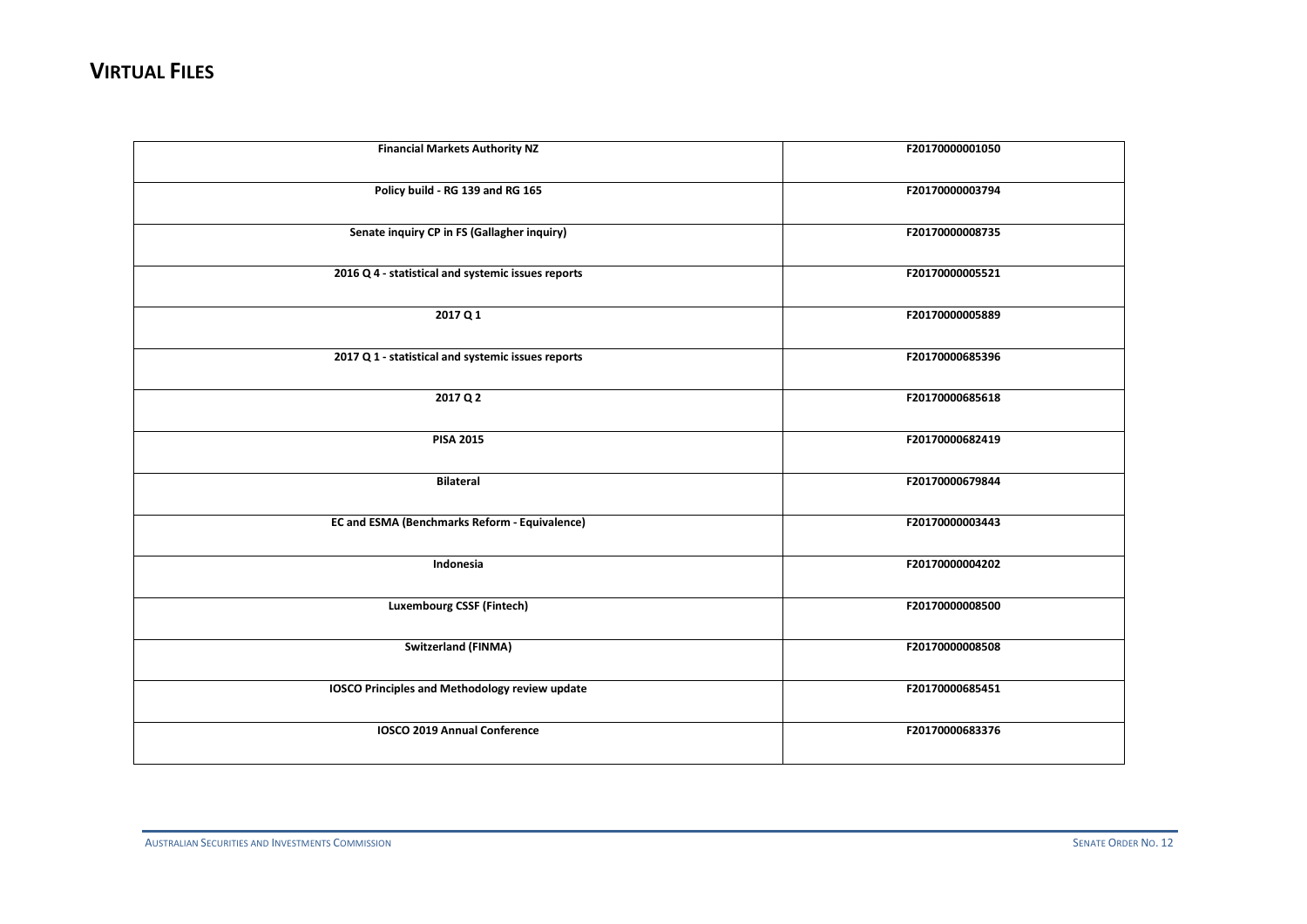# VIRTUAL FILES

| | |
|---|---|
| **Financial Markets Authority NZ** | **F20170000001050** |
| **Policy build - RG 139 and RG 165** | **F20170000003794** |
| **Senate inquiry CP in FS (Gallagher inquiry)** | **F20170000008735** |
| **2016 Q 4 - statistical and systemic issues reports** | **F20170000005521** |
| **2017 Q 1** | **F20170000005889** |
| **2017 Q 1 - statistical and systemic issues reports** | **F20170000685396** |
| **2017 Q 2** | **F20170000685618** |
| **PISA 2015** | **F20170000682419** |
| **Bilateral** | **F20170000679844** |
| **EC and ESMA (Benchmarks Reform - Equivalence)** | **F20170000003443** |
| **Indonesia** | **F20170000004202** |
| **Luxembourg CSSF (Fintech)** | **F20170000008500** |
| **Switzerland (FINMA)** | **F20170000008508** |
| **IOSCO Principles and Methodology review update** | **F20170000685451** |
| **IOSCO 2019 Annual Conference** | **F20170000683376** |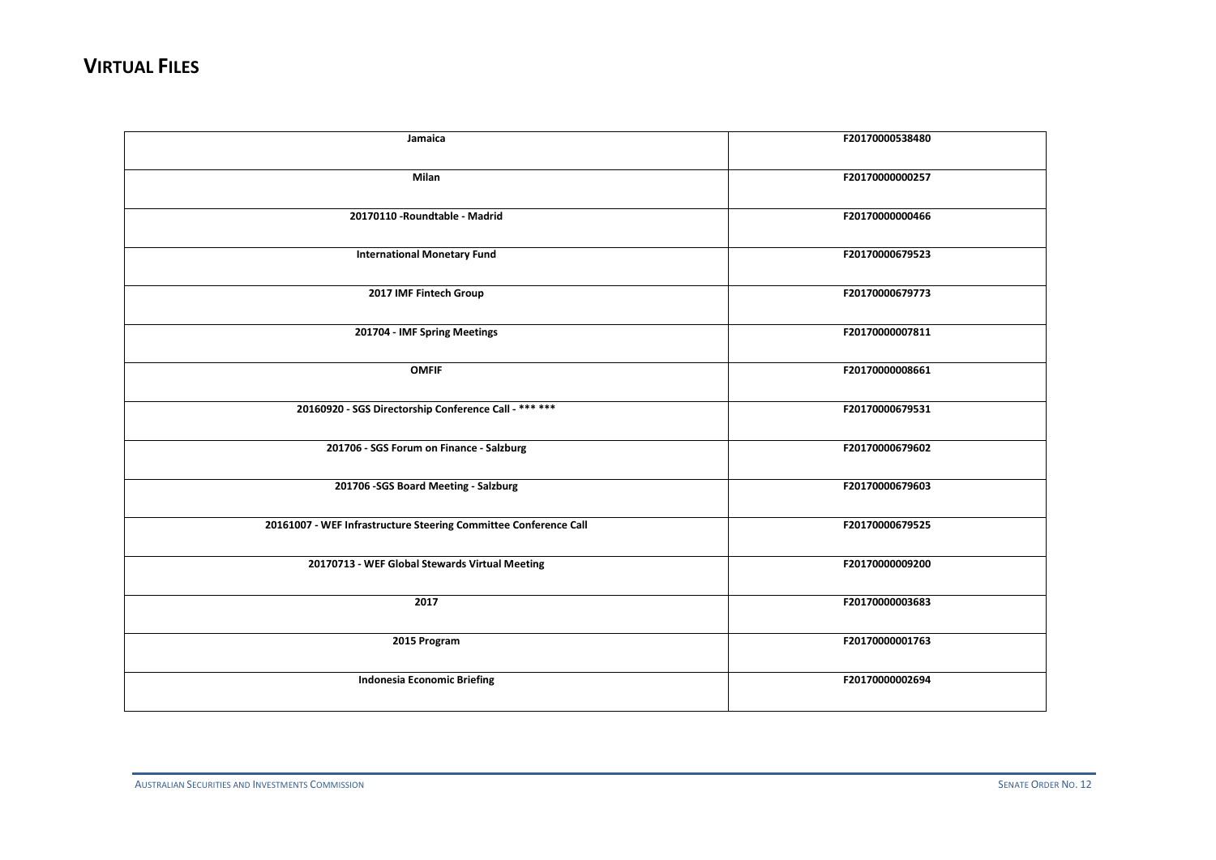# VIRTUAL FILES

| | |
|---|---|
| **Jamaica** | **F20170000538480** |
| **Milan** | **F20170000000257** |
| **20170110 -Roundtable - Madrid** | **F20170000000466** |
| **International Monetary Fund** | **F20170000679523** |
| **2017 IMF Fintech Group** | **F20170000679773** |
| **201704 - IMF Spring Meetings** | **F20170000007811** |
| **OMFIF** | **F20170000008661** |
| **20160920 - SGS Directorship Conference Call - *** ***** | **F20170000679531** |
| **201706 - SGS Forum on Finance - Salzburg** | **F20170000679602** |
| **201706 -SGS Board Meeting - Salzburg** | **F20170000679603** |
| **20161007 - WEF Infrastructure Steering Committee Conference Call** | **F20170000679525** |
| **20170713 - WEF Global Stewards Virtual Meeting** | **F20170000009200** |
| **2017** | **F20170000003683** |
| **2015 Program** | **F20170000001763** |
| **Indonesia Economic Briefing** | **F20170000002694** |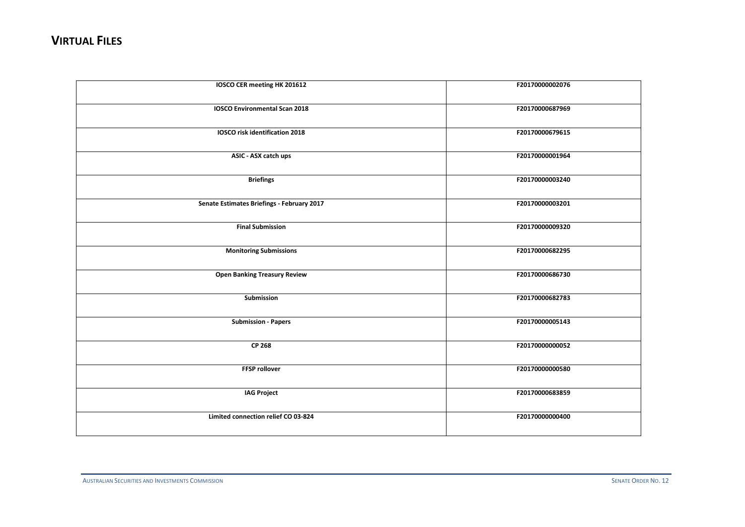# VIRTUAL FILES

| | |
|---|---|
| **IOSCO CER meeting HK 201612** | **F20170000002076** |
| **IOSCO Environmental Scan 2018** | **F20170000687969** |
| **IOSCO risk identification 2018** | **F20170000679615** |
| **ASIC - ASX catch ups** | **F20170000001964** |
| **Briefings** | **F20170000003240** |
| **Senate Estimates Briefings - February 2017** | **F20170000003201** |
| **Final Submission** | **F20170000009320** |
| **Monitoring Submissions** | **F20170000682295** |
| **Open Banking Treasury Review** | **F20170000686730** |
| **Submission** | **F20170000682783** |
| **Submission - Papers** | **F20170000005143** |
| **CP 268** | **F20170000000052** |
| **FFSP rollover** | **F20170000000580** |
| **IAG Project** | **F20170000683859** |
| **Limited connection relief CO 03-824** | **F20170000000400** |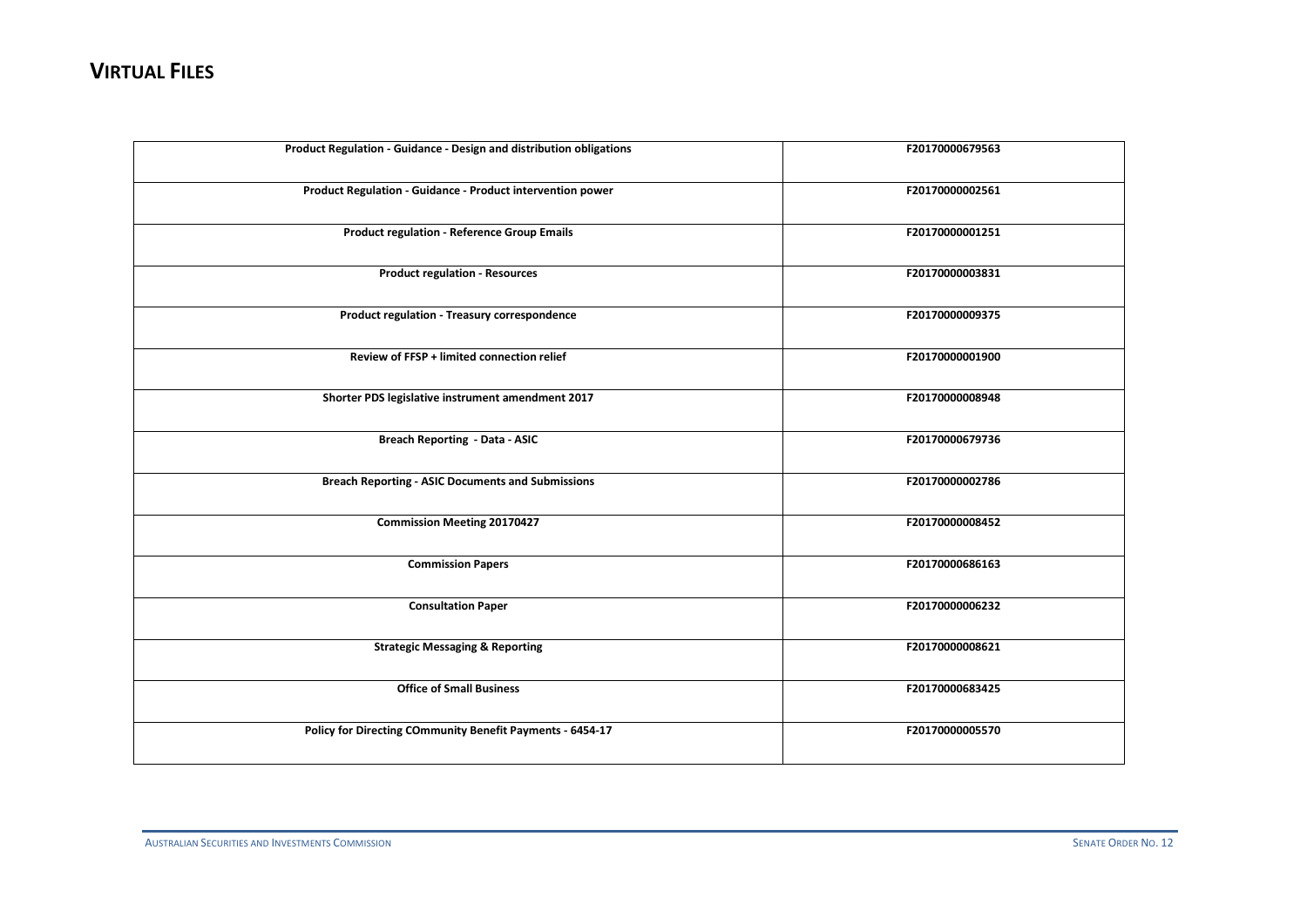# Virtual Files

| | |
|---|---|
| **Product Regulation - Guidance - Design and distribution obligations** | **F20170000679563** |
| **Product Regulation - Guidance - Product intervention power** | **F20170000002561** |
| **Product regulation - Reference Group Emails** | **F20170000001251** |
| **Product regulation - Resources** | **F20170000003831** |
| **Product regulation - Treasury correspondence** | **F20170000009375** |
| **Review of FFSP + limited connection relief** | **F20170000001900** |
| **Shorter PDS legislative instrument amendment 2017** | **F20170000008948** |
| **Breach Reporting - Data - ASIC** | **F20170000679736** |
| **Breach Reporting - ASIC Documents and Submissions** | **F20170000002786** |
| **Commission Meeting 20170427** | **F20170000008452** |
| **Commission Papers** | **F20170000686163** |
| **Consultation Paper** | **F20170000006232** |
| **Strategic Messaging & Reporting** | **F20170000008621** |
| **Office of Small Business** | **F20170000683425** |
| **Policy for Directing COmmunity Benefit Payments - 6454-17** | **F20170000005570** |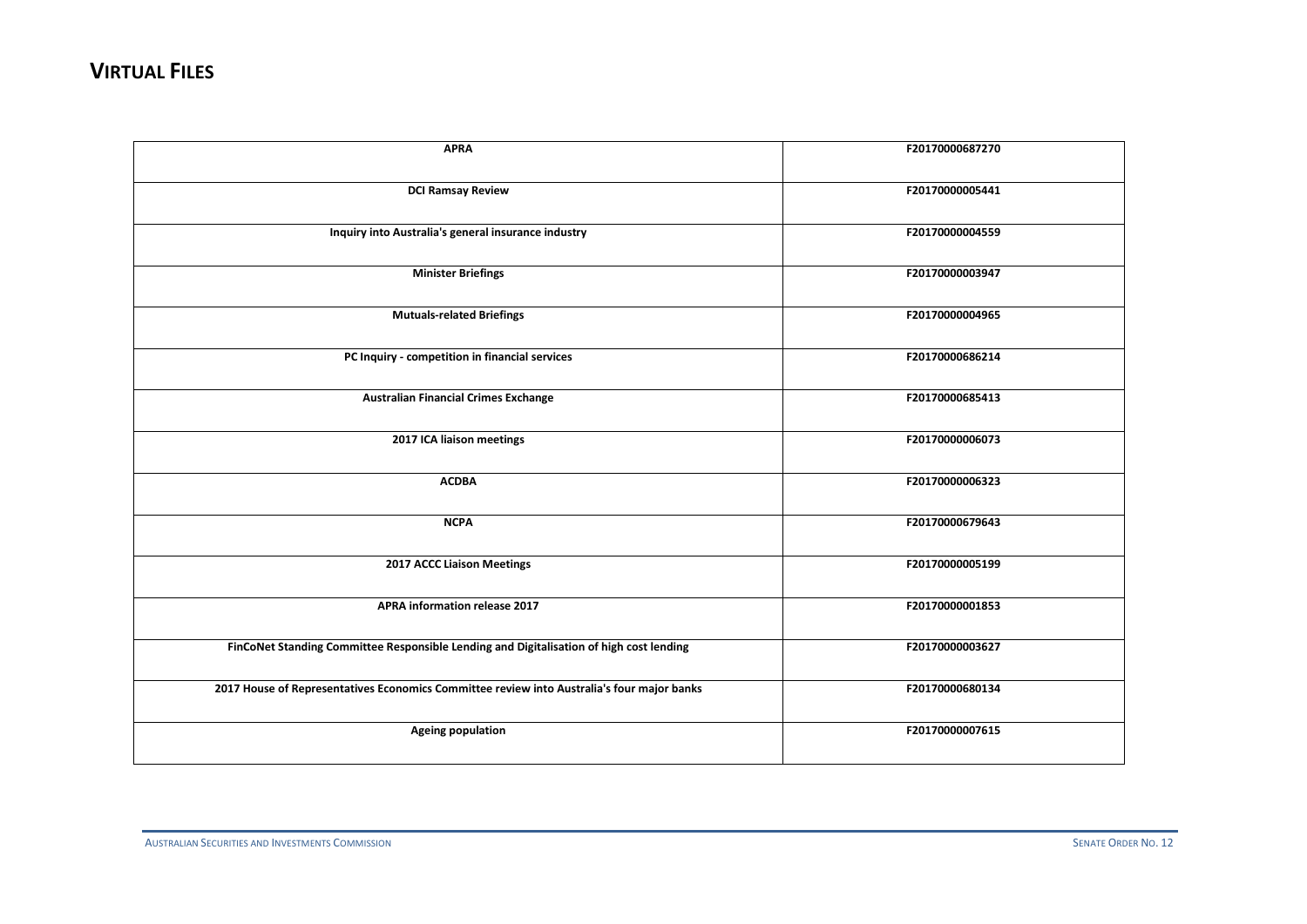## VIRTUAL FILES

| | |
|---|---|
| **APRA** | **F20170000687270** |
| **DCI Ramsay Review** | **F20170000005441** |
| **Inquiry into Australia's general insurance industry** | **F20170000004559** |
| **Minister Briefings** | **F20170000003947** |
| **Mutuals-related Briefings** | **F20170000004965** |
| **PC Inquiry - competition in financial services** | **F20170000686214** |
| **Australian Financial Crimes Exchange** | **F20170000685413** |
| **2017 ICA liaison meetings** | **F20170000006073** |
| **ACDBA** | **F20170000006323** |
| **NCPA** | **F20170000679643** |
| **2017 ACCC Liaison Meetings** | **F20170000005199** |
| **APRA information release 2017** | **F20170000001853** |
| **FinCoNet Standing Committee Responsible Lending and Digitalisation of high cost lending** | **F20170000003627** |
| **2017 House of Representatives Economics Committee review into Australia's four major banks** | **F20170000680134** |
| **Ageing population** | **F20170000007615** |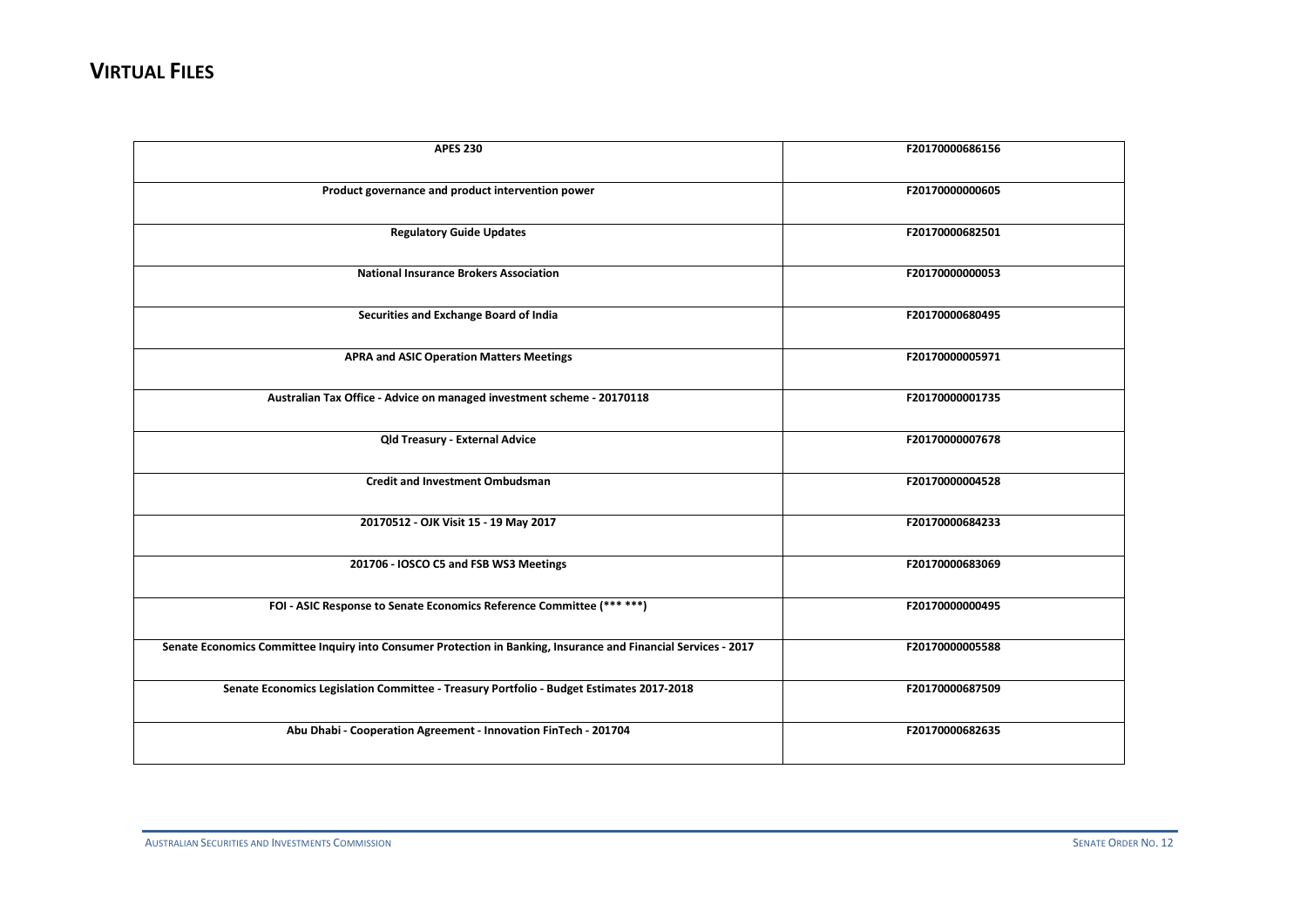# VIRTUAL FILES

| | |
|---|---|
| **APES 230** | **F20170000686156** |
| **Product governance and product intervention power** | **F20170000000605** |
| **Regulatory Guide Updates** | **F20170000682501** |
| **National Insurance Brokers Association** | **F20170000000053** |
| **Securities and Exchange Board of India** | **F20170000680495** |
| **APRA and ASIC Operation Matters Meetings** | **F20170000005971** |
| **Australian Tax Office - Advice on managed investment scheme - 20170118** | **F20170000001735** |
| **Qld Treasury - External Advice** | **F20170000007678** |
| **Credit and Investment Ombudsman** | **F20170000004528** |
| **20170512 - OJK Visit 15 - 19 May 2017** | **F20170000684233** |
| **201706 - IOSCO C5 and FSB WS3 Meetings** | **F20170000683069** |
| **FOI - ASIC Response to Senate Economics Reference Committee (*** ***)** | **F20170000000495** |
| **Senate Economics Committee Inquiry into Consumer Protection in Banking, Insurance and Financial Services - 2017** | **F20170000005588** |
| **Senate Economics Legislation Committee - Treasury Portfolio - Budget Estimates 2017-2018** | **F20170000687509** |
| **Abu Dhabi - Cooperation Agreement - Innovation FinTech - 201704** | **F20170000682635** |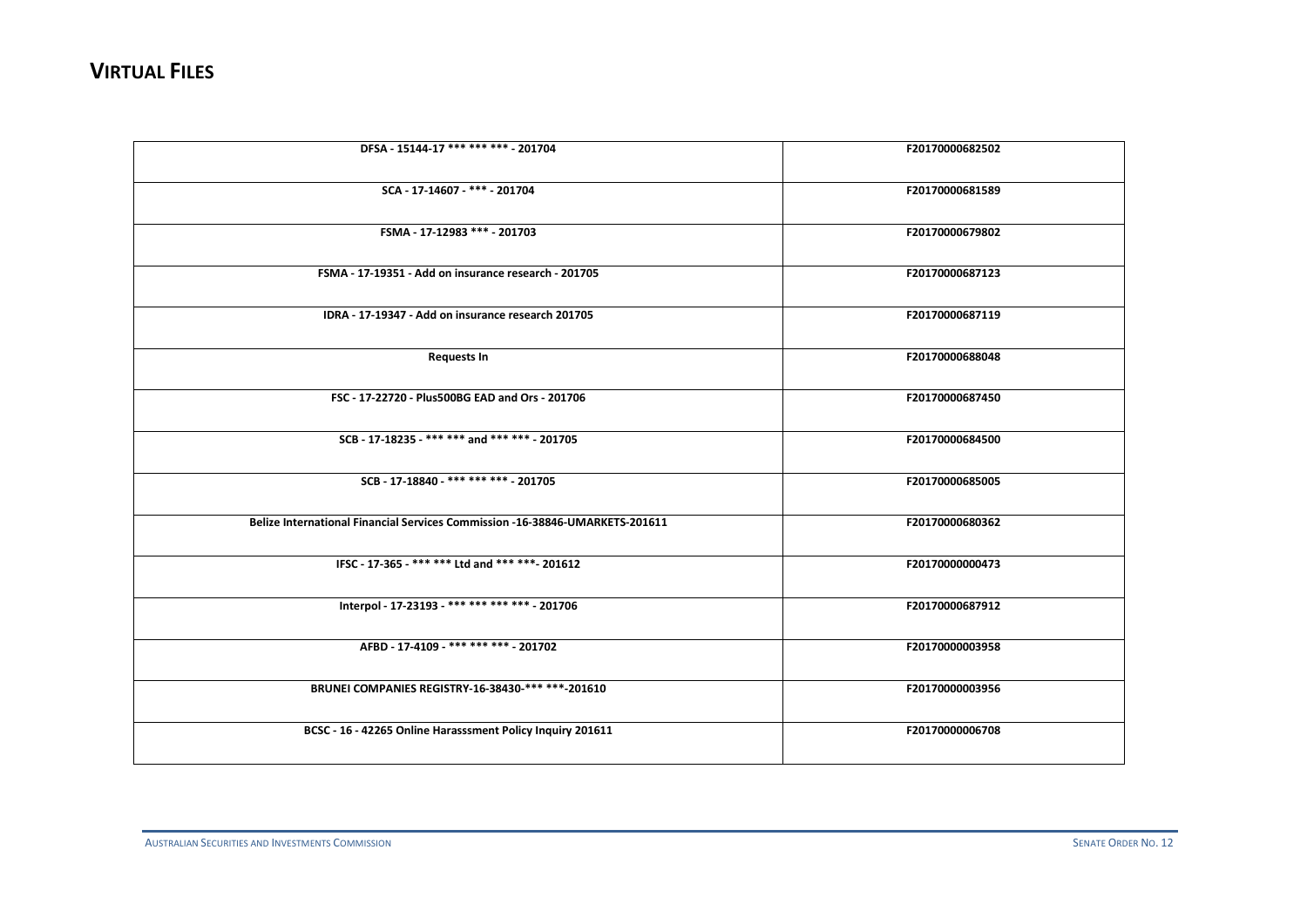# VIRTUAL FILES

| | |
|---|---|
| DFSA - 15144-17 *** *** *** - 201704 | F20170000682502 |
| SCA - 17-14607 - *** - 201704 | F20170000681589 |
| FSMA - 17-12983 *** - 201703 | F20170000679802 |
| FSMA - 17-19351 - Add on insurance research - 201705 | F20170000687123 |
| IDRA - 17-19347 - Add on insurance research 201705 | F20170000687119 |
| Requests In | F20170000688048 |
| FSC - 17-22720 - Plus500BG EAD and Ors - 201706 | F20170000687450 |
| SCB - 17-18235 - *** *** and *** *** - 201705 | F20170000684500 |
| SCB - 17-18840 - *** *** *** - 201705 | F20170000685005 |
| Belize International Financial Services Commission -16-38846-UMARKETS-201611 | F20170000680362 |
| IFSC - 17-365 - *** *** Ltd and *** ***- 201612 | F20170000000473 |
| Interpol - 17-23193 - *** *** *** *** - 201706 | F20170000687912 |
| AFBD - 17-4109 - *** *** *** - 201702 | F20170000003958 |
| BRUNEI COMPANIES REGISTRY-16-38430-*** ***-201610 | F20170000003956 |
| BCSC - 16 - 42265 Online Harasssment Policy Inquiry 201611 | F20170000006708 |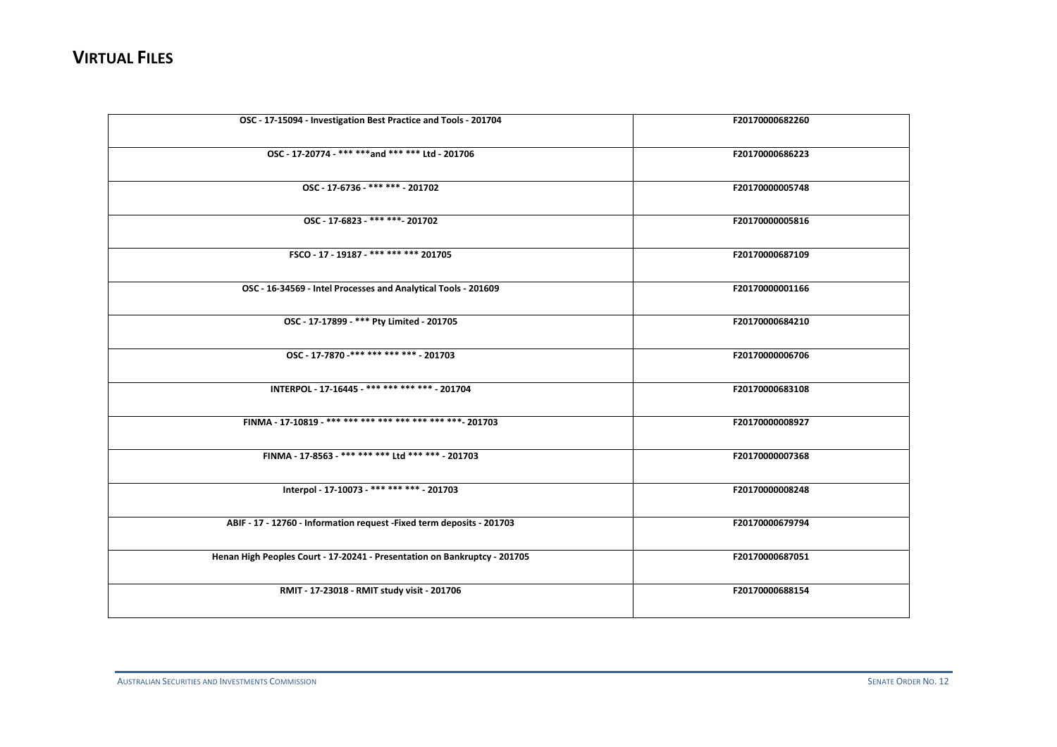# VIRTUAL FILES

| | |
|---|---|
| **OSC - 17-15094 - Investigation Best Practice and Tools - 201704** | **F20170000682260** |
| **OSC - 17-20774 - *** ***and *** *** Ltd - 201706** | **F20170000686223** |
| **OSC - 17-6736 - *** *** - 201702** | **F20170000005748** |
| **OSC - 17-6823 - *** ***- 201702** | **F20170000005816** |
| **FSCO - 17 - 19187 - *** *** *** 201705** | **F20170000687109** |
| **OSC - 16-34569 - Intel Processes and Analytical Tools - 201609** | **F20170000001166** |
| **OSC - 17-17899 - *** Pty Limited - 201705** | **F20170000684210** |
| **OSC - 17-7870 -*** *** *** *** - 201703** | **F20170000006706** |
| **INTERPOL - 17-16445 - *** *** *** *** - 201704** | **F20170000683108** |
| **FINMA - 17-10819 - *** *** *** *** *** *** *** ***- 201703** | **F20170000008927** |
| **FINMA - 17-8563 - *** *** *** Ltd *** *** - 201703** | **F20170000007368** |
| **Interpol - 17-10073 - *** *** *** - 201703** | **F20170000008248** |
| **ABIF - 17 - 12760 - Information request -Fixed term deposits - 201703** | **F20170000679794** |
| **Henan High Peoples Court - 17-20241 - Presentation on Bankruptcy - 201705** | **F20170000687051** |
| **RMIT - 17-23018 - RMIT study visit - 201706** | **F20170000688154** |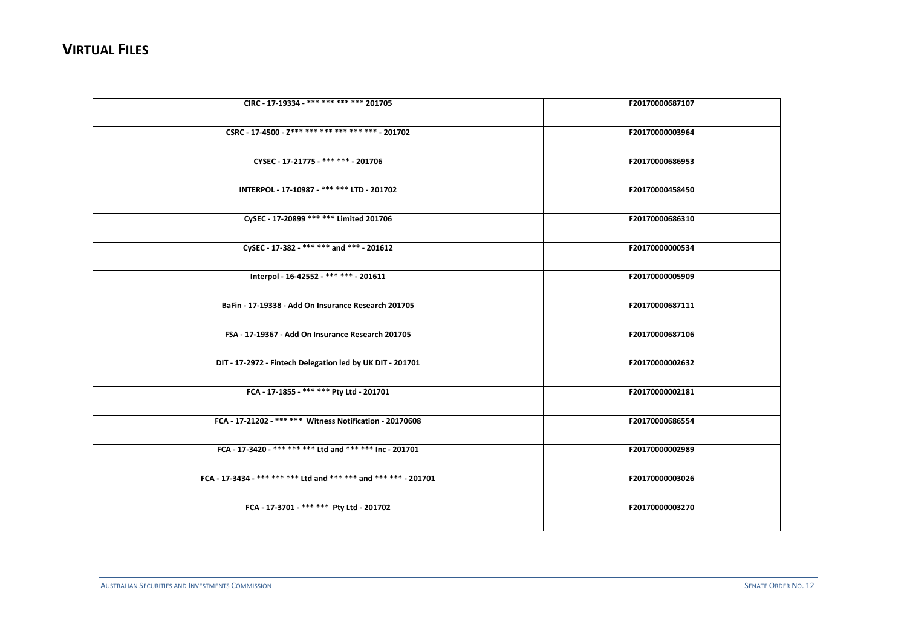# VIRTUAL FILES

| | |
|---|---|
| CIRC - 17-19334 - *** *** *** *** 201705 | F20170000687107 |
| CSRC - 17-4500 - Z*** *** *** *** *** *** - 201702 | F20170000003964 |
| CYSEC - 17-21775 - *** *** - 201706 | F20170000686953 |
| INTERPOL - 17-10987 - *** *** LTD - 201702 | F20170000458450 |
| CySEC - 17-20899 *** *** Limited 201706 | F20170000686310 |
| CySEC - 17-382 - *** *** and *** - 201612 | F20170000000534 |
| Interpol - 16-42552 - *** *** - 201611 | F20170000005909 |
| BaFin - 17-19338 - Add On Insurance Research 201705 | F20170000687111 |
| FSA - 17-19367 - Add On Insurance Research 201705 | F20170000687106 |
| DIT - 17-2972 - Fintech Delegation led by UK DIT - 201701 | F20170000002632 |
| FCA - 17-1855 - *** *** Pty Ltd - 201701 | F20170000002181 |
| FCA - 17-21202 - *** *** Witness Notification - 20170608 | F20170000686554 |
| FCA - 17-3420 - *** *** *** Ltd and *** *** Inc - 201701 | F20170000002989 |
| FCA - 17-3434 - *** *** *** Ltd and *** *** and *** *** - 201701 | F20170000003026 |
| FCA - 17-3701 - *** *** Pty Ltd - 201702 | F20170000003270 |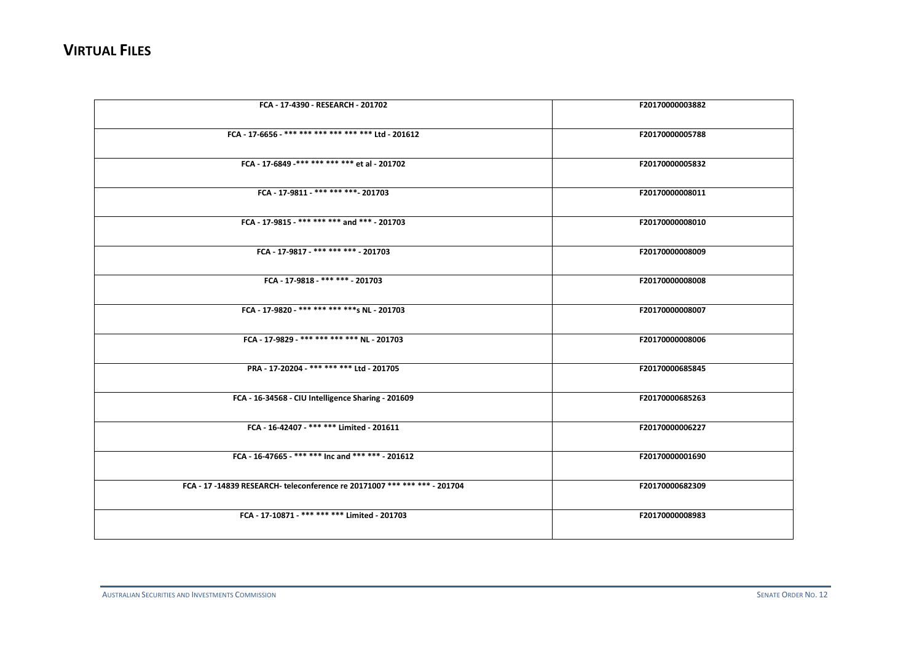# VIRTUAL FILES

| | |
|---|---|
| FCA - 17-4390 - RESEARCH - 201702 | F20170000003882 |
| FCA - 17-6656 - *** *** *** *** *** *** Ltd - 201612 | F20170000005788 |
| FCA - 17-6849 -*** *** *** *** et al - 201702 | F20170000005832 |
| FCA - 17-9811 - *** *** ***- 201703 | F20170000008011 |
| FCA - 17-9815 - *** *** *** and *** - 201703 | F20170000008010 |
| FCA - 17-9817 - *** *** *** - 201703 | F20170000008009 |
| FCA - 17-9818 - *** *** - 201703 | F20170000008008 |
| FCA - 17-9820 - *** *** *** ***s NL - 201703 | F20170000008007 |
| FCA - 17-9829 - *** *** *** *** NL - 201703 | F20170000008006 |
| PRA - 17-20204 - *** *** *** Ltd - 201705 | F20170000685845 |
| FCA - 16-34568 - CIU Intelligence Sharing - 201609 | F20170000685263 |
| FCA - 16-42407 - *** *** Limited - 201611 | F20170000006227 |
| FCA - 16-47665 - *** *** Inc and *** *** - 201612 | F20170000001690 |
| FCA - 17 -14839 RESEARCH- teleconference re 20171007 *** *** *** - 201704 | F20170000682309 |
| FCA - 17-10871 - *** *** *** Limited - 201703 | F20170000008983 |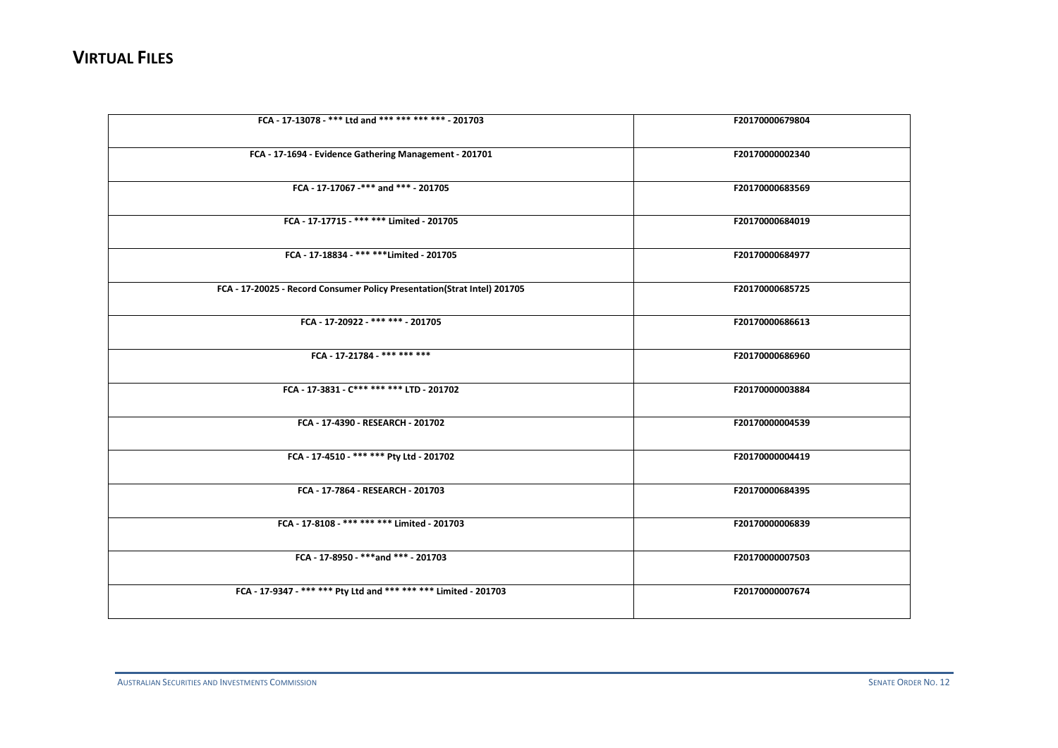# VIRTUAL FILES

| FCA - 17-13078 - *** Ltd and *** *** *** *** - 201703 | F20170000679804 |
|---|---|
| FCA - 17-1694 - Evidence Gathering Management - 201701 | F20170000002340 |
| FCA - 17-17067 -*** and *** - 201705 | F20170000683569 |
| FCA - 17-17715 - *** *** Limited - 201705 | F20170000684019 |
| FCA - 17-18834 - *** ***Limited - 201705 | F20170000684977 |
| FCA - 17-20025 - Record Consumer Policy Presentation(Strat Intel) 201705 | F20170000685725 |
| FCA - 17-20922 - *** *** - 201705 | F20170000686613 |
| FCA - 17-21784 - *** *** *** | F20170000686960 |
| FCA - 17-3831 - C*** *** *** LTD - 201702 | F20170000003884 |
| FCA - 17-4390 - RESEARCH - 201702 | F20170000004539 |
| FCA - 17-4510 - *** *** Pty Ltd - 201702 | F20170000004419 |
| FCA - 17-7864 - RESEARCH - 201703 | F20170000684395 |
| FCA - 17-8108 - *** *** *** Limited - 201703 | F20170000006839 |
| FCA - 17-8950 - ***and *** - 201703 | F20170000007503 |
| FCA - 17-9347 - *** *** Pty Ltd and *** *** *** Limited - 201703 | F20170000007674 |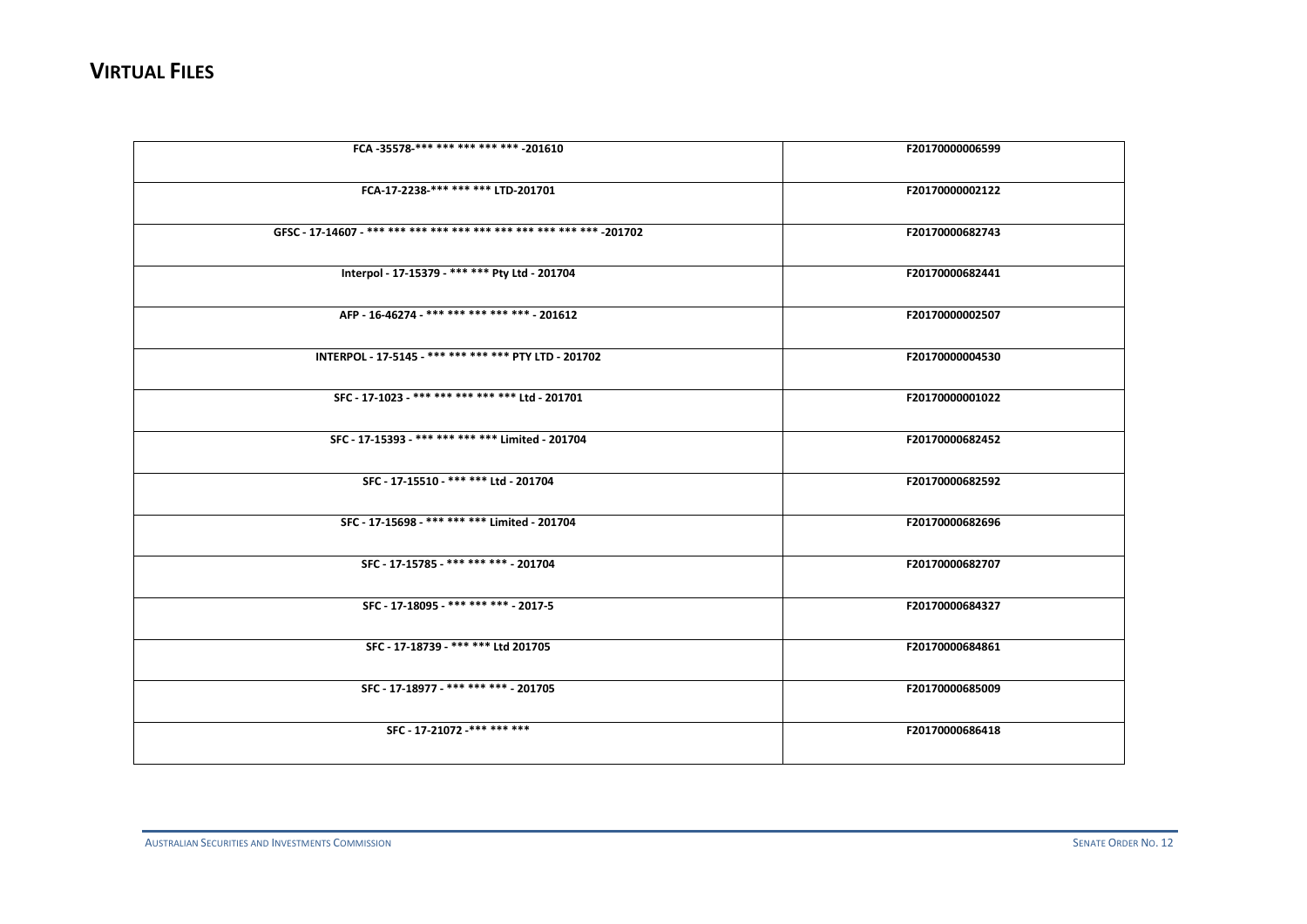## VIRTUAL FILES

| | |
|---|---|
| FCA -35578-*** *** *** *** *** -201610 | F20170000006599 |
| FCA-17-2238-*** *** *** LTD-201701 | F20170000002122 |
| GFSC - 17-14607 - *** *** *** *** *** *** *** *** *** *** *** -201702 | F20170000682743 |
| Interpol - 17-15379 - *** *** Pty Ltd - 201704 | F20170000682441 |
| AFP - 16-46274 - *** *** *** *** *** - 201612 | F20170000002507 |
| INTERPOL - 17-5145 - *** *** *** *** PTY LTD - 201702 | F20170000004530 |
| SFC - 17-1023 - *** *** *** *** *** Ltd - 201701 | F20170000001022 |
| SFC - 17-15393 - *** *** *** *** Limited - 201704 | F20170000682452 |
| SFC - 17-15510 - *** *** Ltd - 201704 | F20170000682592 |
| SFC - 17-15698 - *** *** *** Limited - 201704 | F20170000682696 |
| SFC - 17-15785 - *** *** *** - 201704 | F20170000682707 |
| SFC - 17-18095 - *** *** *** - 2017-5 | F20170000684327 |
| SFC - 17-18739 - *** *** Ltd 201705 | F20170000684861 |
| SFC - 17-18977 - *** *** *** - 201705 | F20170000685009 |
| SFC - 17-21072 -*** *** *** | F20170000686418 |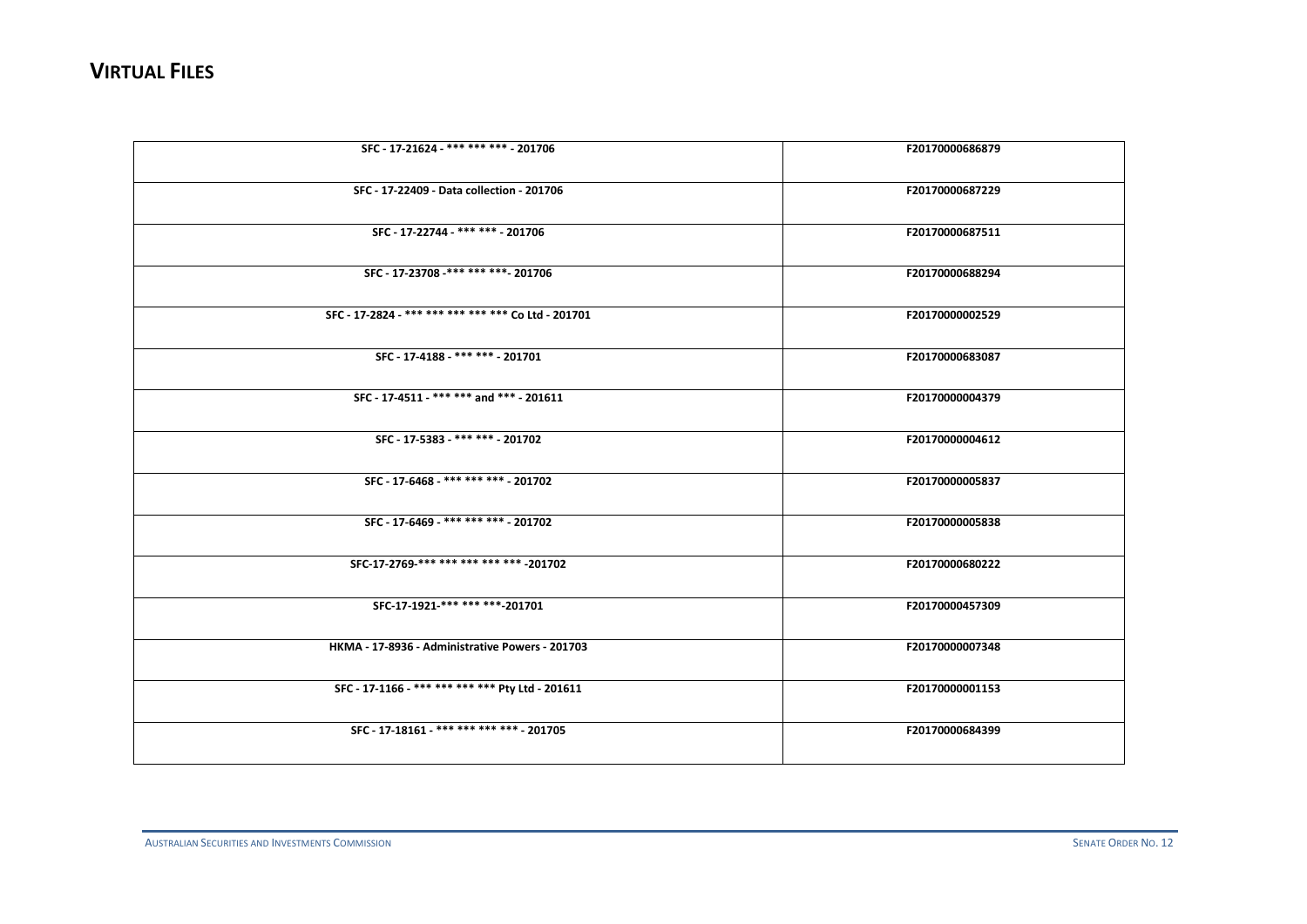# VIRTUAL FILES

| | |
|---|---|
| **SFC - 17-21624 - *** *** *** - 201706** | **F20170000686879** |
| **SFC - 17-22409 - Data collection - 201706** | **F20170000687229** |
| **SFC - 17-22744 - *** *** - 201706** | **F20170000687511** |
| **SFC - 17-23708 -*** *** ***- 201706** | **F20170000688294** |
| **SFC - 17-2824 - *** *** *** *** *** Co Ltd - 201701** | **F20170000002529** |
| **SFC - 17-4188 - *** *** - 201701** | **F20170000683087** |
| **SFC - 17-4511 - *** *** and *** - 201611** | **F20170000004379** |
| **SFC - 17-5383 - *** *** - 201702** | **F20170000004612** |
| **SFC - 17-6468 - *** *** *** - 201702** | **F20170000005837** |
| **SFC - 17-6469 - *** *** *** - 201702** | **F20170000005838** |
| **SFC-17-2769-*** *** *** *** *** -201702** | **F20170000680222** |
| **SFC-17-1921-*** *** ***-201701** | **F20170000457309** |
| **HKMA - 17-8936 - Administrative Powers - 201703** | **F20170000007348** |
| **SFC - 17-1166 - *** *** *** *** Pty Ltd - 201611** | **F20170000001153** |
| **SFC - 17-18161 - *** *** *** *** - 201705** | **F20170000684399** |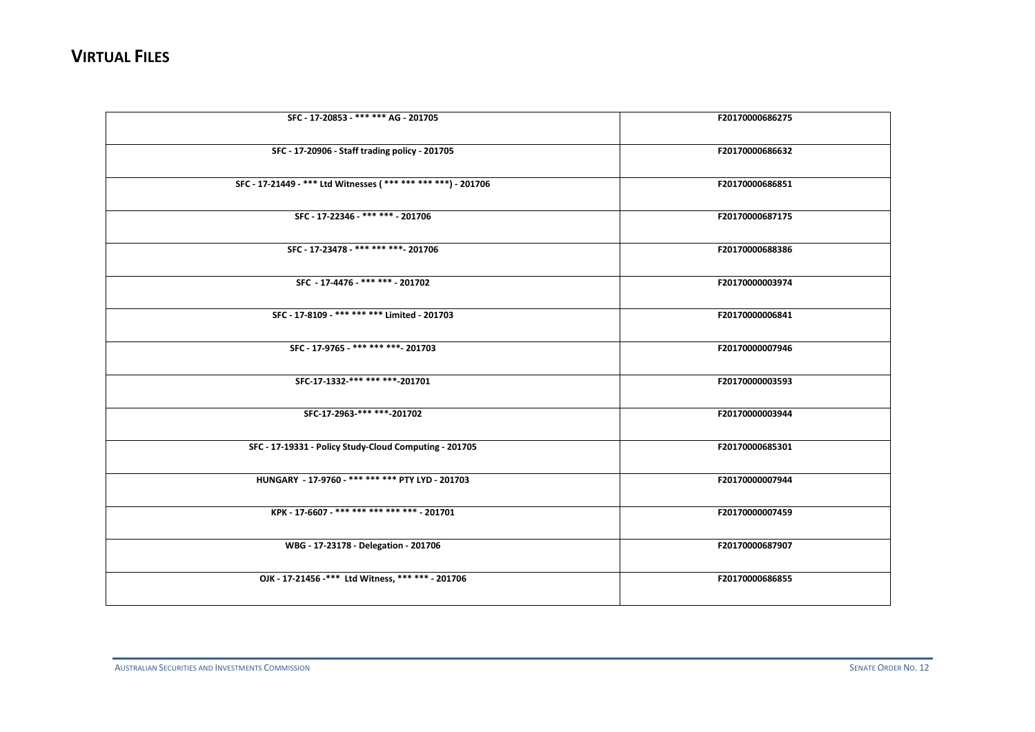## VIRTUAL FILES

| | |
|---|---|
| **SFC - 17-20853 - *** *** AG - 201705** | **F20170000686275** |
| **SFC - 17-20906 - Staff trading policy - 201705** | **F20170000686632** |
| **SFC - 17-21449 - *** Ltd Witnesses ( *** *** *** ***) - 201706** | **F20170000686851** |
| **SFC - 17-22346 - *** *** - 201706** | **F20170000687175** |
| **SFC - 17-23478 - *** *** ***- 201706** | **F20170000688386** |
| **SFC - 17-4476 - *** *** - 201702** | **F20170000003974** |
| **SFC - 17-8109 - *** *** *** Limited - 201703** | **F20170000006841** |
| **SFC - 17-9765 - *** *** ***- 201703** | **F20170000007946** |
| **SFC-17-1332-*** *** ***-201701** | **F20170000003593** |
| **SFC-17-2963-*** ***-201702** | **F20170000003944** |
| **SFC - 17-19331 - Policy Study-Cloud Computing - 201705** | **F20170000685301** |
| **HUNGARY - 17-9760 - *** *** *** PTY LYD - 201703** | **F20170000007944** |
| **KPK - 17-6607 - *** *** *** *** *** - 201701** | **F20170000007459** |
| **WBG - 17-23178 - Delegation - 201706** | **F20170000687907** |
| **OJK - 17-21456 -*** Ltd Witness, *** *** - 201706** | **F20170000686855** |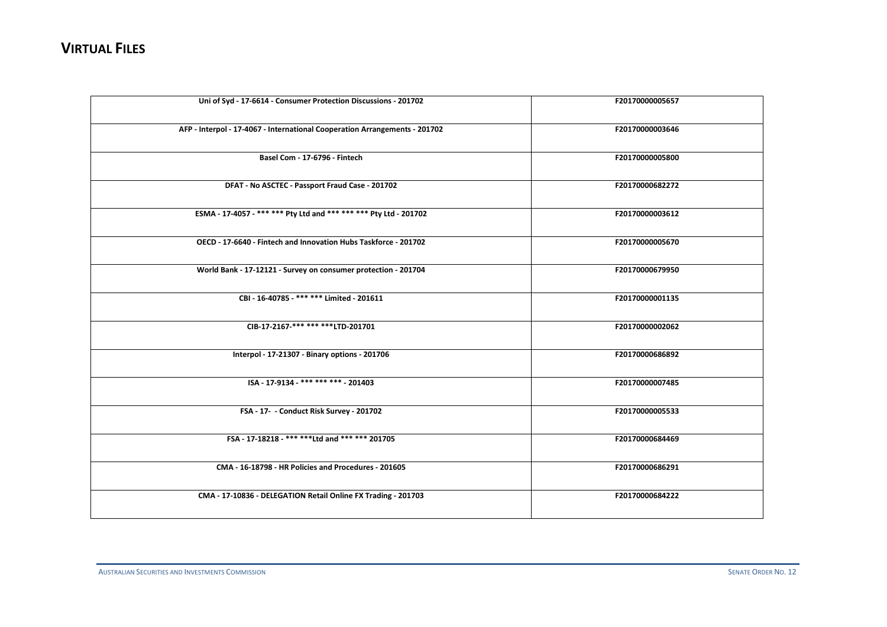# VIRTUAL FILES

| | |
|---|---|
| **Uni of Syd - 17-6614 - Consumer Protection Discussions - 201702** | **F20170000005657** |
| **AFP - Interpol - 17-4067 - International Cooperation Arrangements - 201702** | **F20170000003646** |
| **Basel Com - 17-6796 - Fintech** | **F20170000005800** |
| **DFAT - No ASCTEC - Passport Fraud Case - 201702** | **F20170000682272** |
| **ESMA - 17-4057 - *** *** Pty Ltd and *** *** *** Pty Ltd - 201702** | **F20170000003612** |
| **OECD - 17-6640 - Fintech and Innovation Hubs Taskforce - 201702** | **F20170000005670** |
| **World Bank - 17-12121 - Survey on consumer protection - 201704** | **F20170000679950** |
| **CBI - 16-40785 - *** *** Limited - 201611** | **F20170000001135** |
| **CIB-17-2167-*** *** ***LTD-201701** | **F20170000002062** |
| **Interpol - 17-21307 - Binary options - 201706** | **F20170000686892** |
| **ISA - 17-9134 - *** *** *** - 201403** | **F20170000007485** |
| **FSA - 17-  - Conduct Risk Survey - 201702** | **F20170000005533** |
| **FSA - 17-18218 - *** ***Ltd and *** *** 201705** | **F20170000684469** |
| **CMA - 16-18798 - HR Policies and Procedures - 201605** | **F20170000686291** |
| **CMA - 17-10836 - DELEGATION Retail Online FX Trading - 201703** | **F20170000684222** |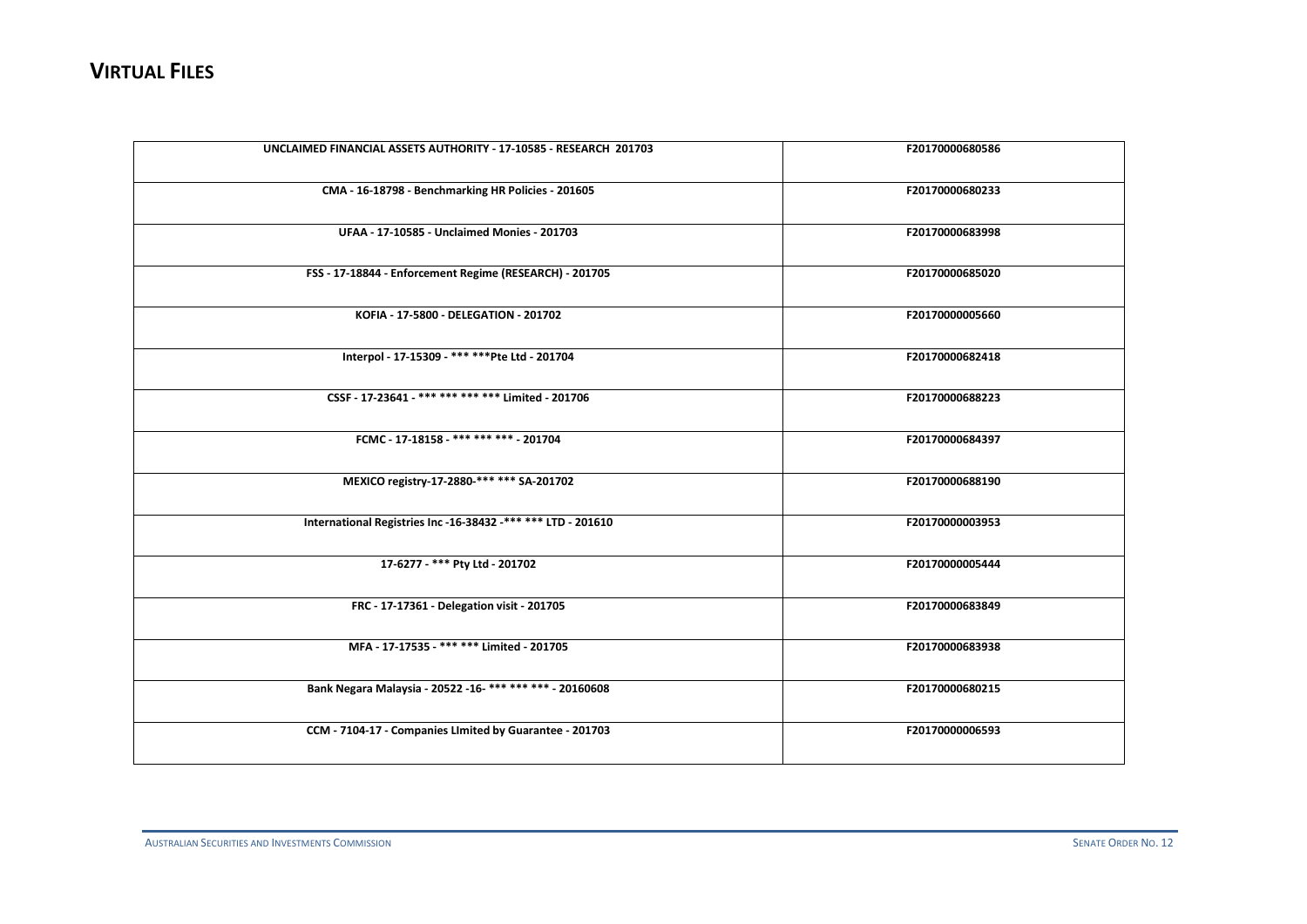## VIRTUAL FILES

| | |
|---|---|
| UNCLAIMED FINANCIAL ASSETS AUTHORITY - 17-10585 - RESEARCH 201703 | F20170000680586 |
| CMA - 16-18798 - Benchmarking HR Policies - 201605 | F20170000680233 |
| UFAA - 17-10585 - Unclaimed Monies - 201703 | F20170000683998 |
| FSS - 17-18844 - Enforcement Regime (RESEARCH) - 201705 | F20170000685020 |
| KOFIA - 17-5800 - DELEGATION - 201702 | F20170000005660 |
| Interpol - 17-15309 - *** ***Pte Ltd - 201704 | F20170000682418 |
| CSSF - 17-23641 - *** *** *** *** Limited - 201706 | F20170000688223 |
| FCMC - 17-18158 - *** *** *** - 201704 | F20170000684397 |
| MEXICO registry-17-2880-*** *** SA-201702 | F20170000688190 |
| International Registries Inc -16-38432 -*** *** LTD - 201610 | F20170000003953 |
| 17-6277 - *** Pty Ltd - 201702 | F20170000005444 |
| FRC - 17-17361 - Delegation visit - 201705 | F20170000683849 |
| MFA - 17-17535 - *** *** Limited - 201705 | F20170000683938 |
| Bank Negara Malaysia - 20522 -16- *** *** *** - 20160608 | F20170000680215 |
| CCM - 7104-17 - Companies LImited by Guarantee - 201703 | F20170000006593 |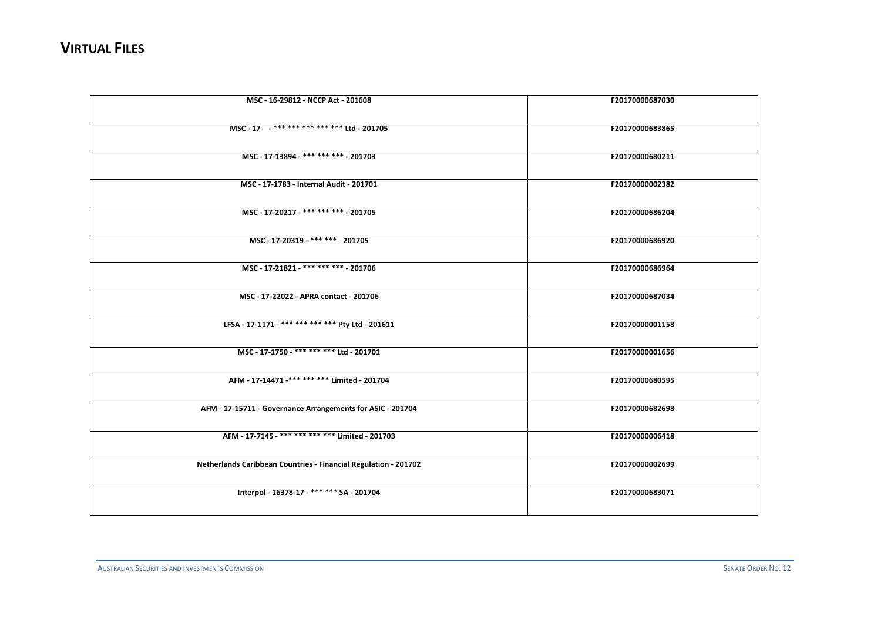## VIRTUAL FILES

| | |
|---|---|
| **MSC - 16-29812 - NCCP Act - 201608** | **F20170000687030** |
| **MSC - 17- - *** *** *** *** *** Ltd - 201705** | **F20170000683865** |
| **MSC - 17-13894 - *** *** *** - 201703** | **F20170000680211** |
| **MSC - 17-1783 - Internal Audit - 201701** | **F20170000002382** |
| **MSC - 17-20217 - *** *** *** - 201705** | **F20170000686204** |
| **MSC - 17-20319 - *** *** - 201705** | **F20170000686920** |
| **MSC - 17-21821 - *** *** *** - 201706** | **F20170000686964** |
| **MSC - 17-22022 - APRA contact - 201706** | **F20170000687034** |
| **LFSA - 17-1171 - *** *** *** *** Pty Ltd - 201611** | **F20170000001158** |
| **MSC - 17-1750 - *** *** *** Ltd - 201701** | **F20170000001656** |
| **AFM - 17-14471 -*** *** *** Limited - 201704** | **F20170000680595** |
| **AFM - 17-15711 - Governance Arrangements for ASIC - 201704** | **F20170000682698** |
| **AFM - 17-7145 - *** *** *** *** Limited - 201703** | **F20170000006418** |
| **Netherlands Caribbean Countries - Financial Regulation - 201702** | **F20170000002699** |
| **Interpol - 16378-17 - *** *** SA - 201704** | **F20170000683071** |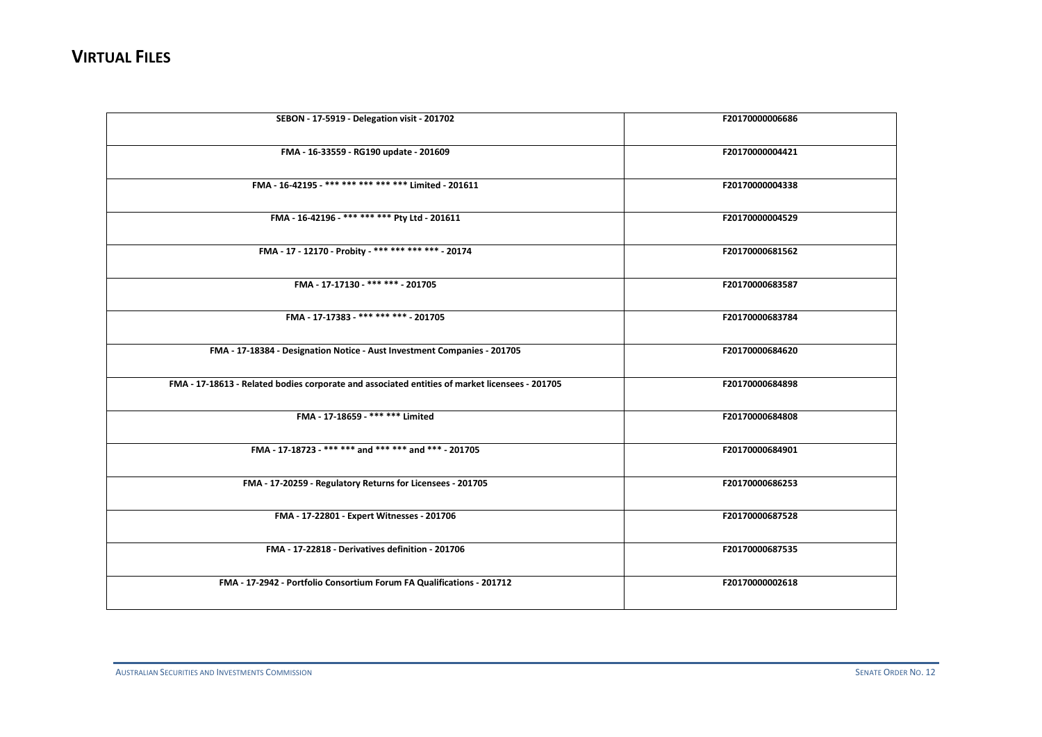# VIRTUAL FILES

| | |
|---|---|
| SEBON - 17-5919 - Delegation visit - 201702 | F20170000006686 |
| FMA - 16-33559 - RG190 update - 201609 | F20170000004421 |
| FMA - 16-42195 - *** *** *** *** *** Limited - 201611 | F20170000004338 |
| FMA - 16-42196 - *** *** *** Pty Ltd - 201611 | F20170000004529 |
| FMA - 17 - 12170 - Probity - *** *** *** *** - 20174 | F20170000681562 |
| FMA - 17-17130 - *** *** - 201705 | F20170000683587 |
| FMA - 17-17383 - *** *** *** - 201705 | F20170000683784 |
| FMA - 17-18384 - Designation Notice - Aust Investment Companies - 201705 | F20170000684620 |
| FMA - 17-18613 - Related bodies corporate and associated entities of market licensees - 201705 | F20170000684898 |
| FMA - 17-18659 - *** *** Limited | F20170000684808 |
| FMA - 17-18723 - *** *** and *** *** and *** - 201705 | F20170000684901 |
| FMA - 17-20259 - Regulatory Returns for Licensees - 201705 | F20170000686253 |
| FMA - 17-22801 - Expert Witnesses - 201706 | F20170000687528 |
| FMA - 17-22818 - Derivatives definition - 201706 | F20170000687535 |
| FMA - 17-2942 - Portfolio Consortium Forum FA Qualifications - 201712 | F20170000002618 |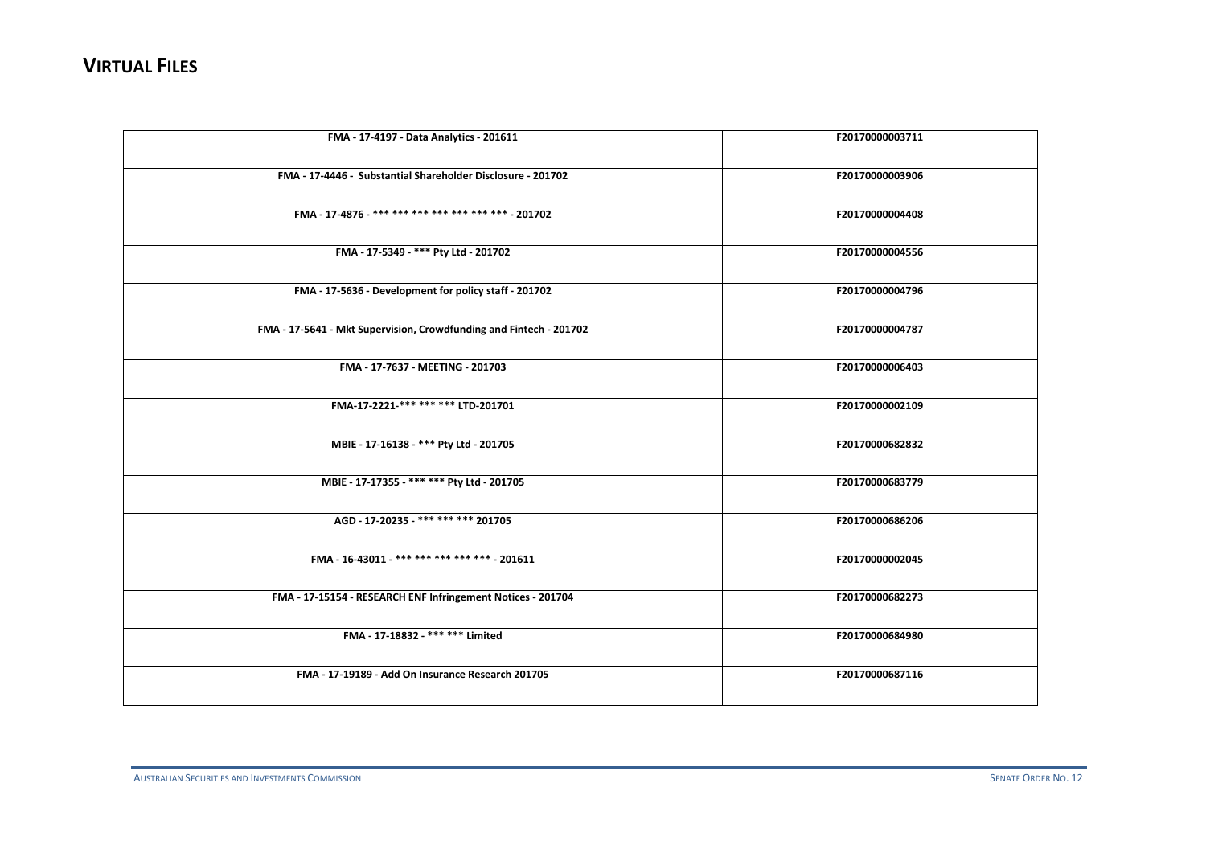# VIRTUAL FILES

| | |
|---|---|
| FMA - 17-4197 - Data Analytics - 201611 | F20170000003711 |
| FMA - 17-4446 - Substantial Shareholder Disclosure - 201702 | F20170000003906 |
| FMA - 17-4876 - *** *** *** *** *** *** *** - 201702 | F20170000004408 |
| FMA - 17-5349 - *** Pty Ltd - 201702 | F20170000004556 |
| FMA - 17-5636 - Development for policy staff - 201702 | F20170000004796 |
| FMA - 17-5641 - Mkt Supervision, Crowdfunding and Fintech - 201702 | F20170000004787 |
| FMA - 17-7637 - MEETING - 201703 | F20170000006403 |
| FMA-17-2221-*** *** *** LTD-201701 | F20170000002109 |
| MBIE - 17-16138 - *** Pty Ltd - 201705 | F20170000682832 |
| MBIE - 17-17355 - *** *** Pty Ltd - 201705 | F20170000683779 |
| AGD - 17-20235 - *** *** *** 201705 | F20170000686206 |
| FMA - 16-43011 - *** *** *** *** *** - 201611 | F20170000002045 |
| FMA - 17-15154 - RESEARCH ENF Infringement Notices - 201704 | F20170000682273 |
| FMA - 17-18832 - *** *** Limited | F20170000684980 |
| FMA - 17-19189 - Add On Insurance Research 201705 | F20170000687116 |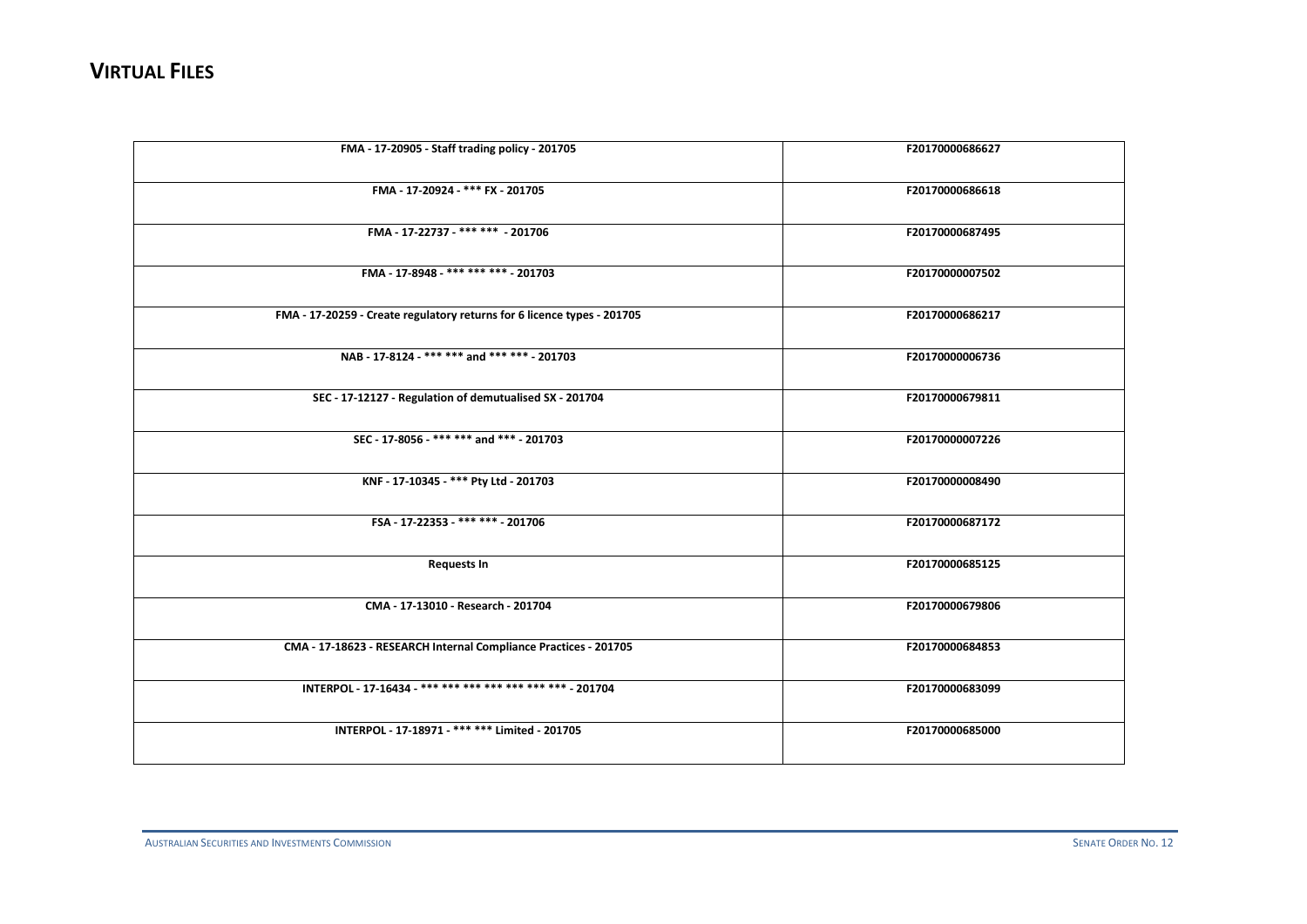# VIRTUAL FILES

| | |
|---|---|
| FMA - 17-20905 - Staff trading policy - 201705 | F20170000686627 |
| FMA - 17-20924 - *** FX - 201705 | F20170000686618 |
| FMA - 17-22737 - *** *** - 201706 | F20170000687495 |
| FMA - 17-8948 - *** *** *** - 201703 | F20170000007502 |
| FMA - 17-20259 - Create regulatory returns for 6 licence types - 201705 | F20170000686217 |
| NAB - 17-8124 - *** *** and *** *** - 201703 | F20170000006736 |
| SEC - 17-12127 - Regulation of demutualised SX - 201704 | F20170000679811 |
| SEC - 17-8056 - *** *** and *** - 201703 | F20170000007226 |
| KNF - 17-10345 - *** Pty Ltd - 201703 | F20170000008490 |
| FSA - 17-22353 - *** *** - 201706 | F20170000687172 |
| Requests In | F20170000685125 |
| CMA - 17-13010 - Research - 201704 | F20170000679806 |
| CMA - 17-18623 - RESEARCH Internal Compliance Practices - 201705 | F20170000684853 |
| INTERPOL - 17-16434 - *** *** *** *** *** *** *** - 201704 | F20170000683099 |
| INTERPOL - 17-18971 - *** *** Limited - 201705 | F20170000685000 |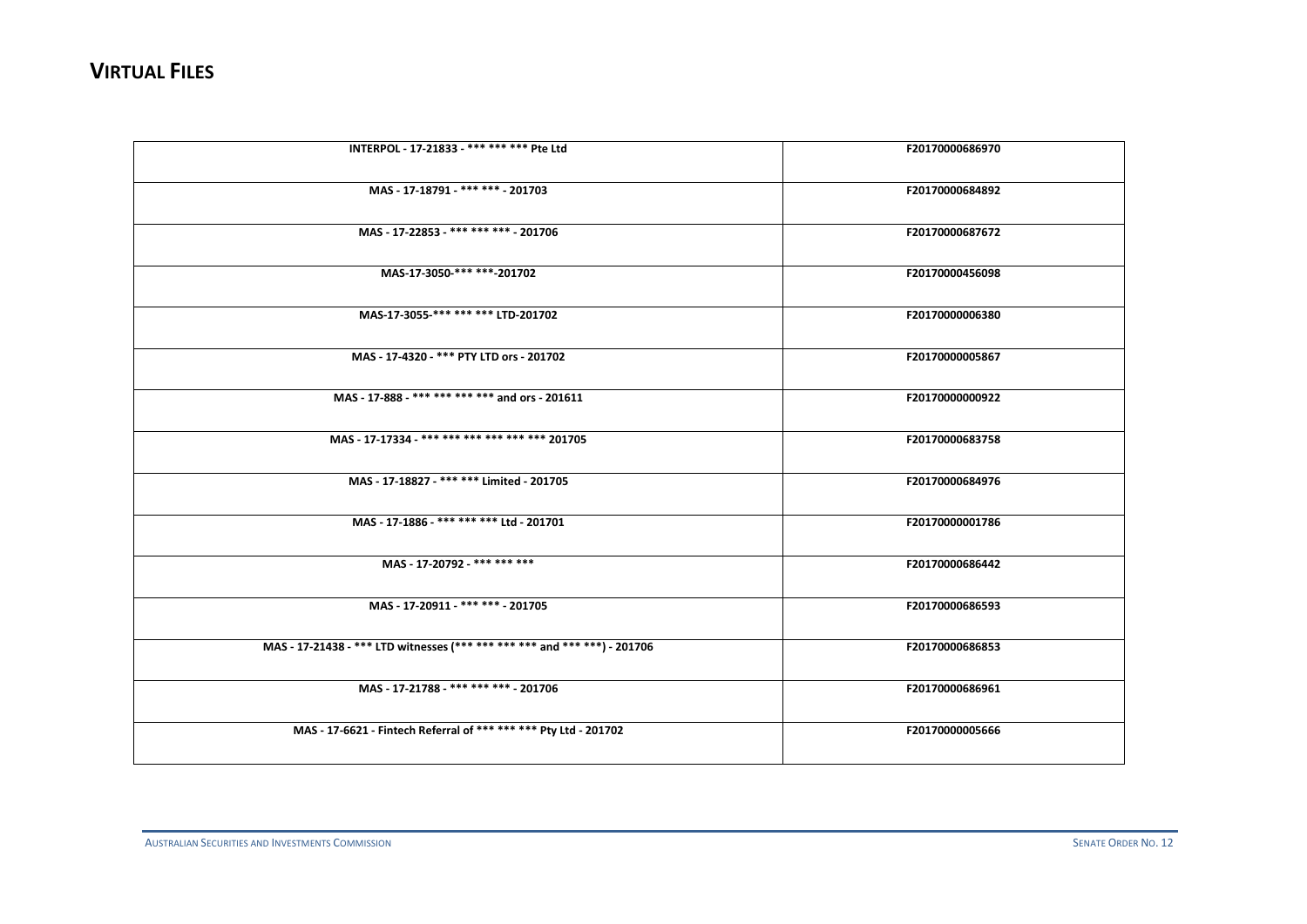# VIRTUAL FILES

| | |
|---|---|
| INTERPOL - 17-21833 - *** *** *** Pte Ltd | F20170000686970 |
| MAS - 17-18791 - *** *** - 201703 | F20170000684892 |
| MAS - 17-22853 - *** *** *** - 201706 | F20170000687672 |
| MAS-17-3050-*** ***-201702 | F20170000456098 |
| MAS-17-3055-*** *** *** LTD-201702 | F20170000006380 |
| MAS - 17-4320 - *** PTY LTD ors - 201702 | F20170000005867 |
| MAS - 17-888 - *** *** *** *** and ors - 201611 | F20170000000922 |
| MAS - 17-17334 - *** *** *** *** *** *** 201705 | F20170000683758 |
| MAS - 17-18827 - *** *** Limited - 201705 | F20170000684976 |
| MAS - 17-1886 - *** *** *** Ltd - 201701 | F20170000001786 |
| MAS - 17-20792 - *** *** *** | F20170000686442 |
| MAS - 17-20911 - *** *** - 201705 | F20170000686593 |
| MAS - 17-21438 - *** LTD witnesses (*** *** *** *** and *** ***) - 201706 | F20170000686853 |
| MAS - 17-21788 - *** *** *** - 201706 | F20170000686961 |
| MAS - 17-6621 - Fintech Referral of *** *** *** Pty Ltd - 201702 | F20170000005666 |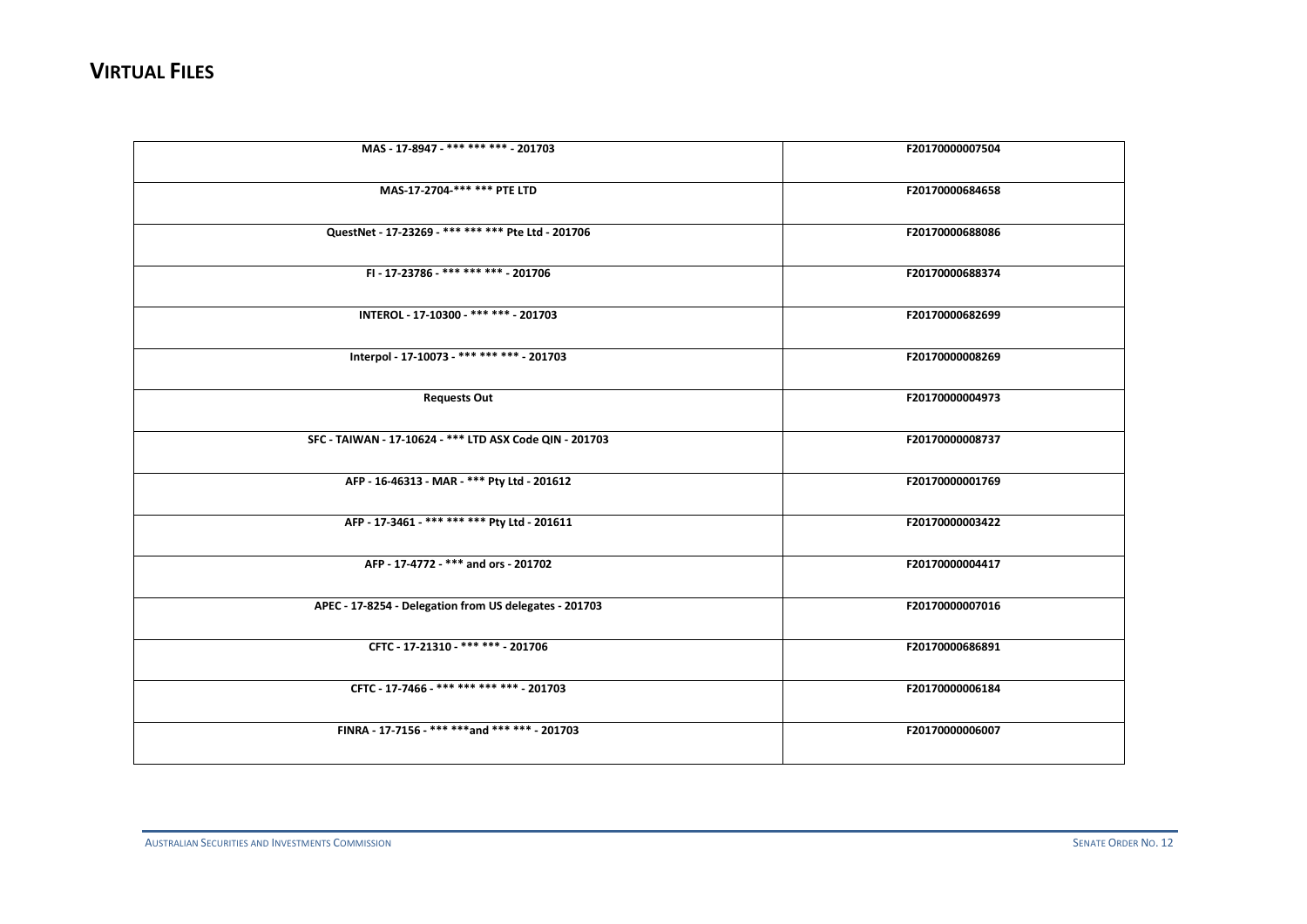# VIRTUAL FILES

| | |
|---|---|
| **MAS - 17-8947 - *** *** *** - 201703** | **F20170000007504** |
| **MAS-17-2704-*** *** PTE LTD** | **F20170000684658** |
| **QuestNet - 17-23269 - *** *** *** Pte Ltd - 201706** | **F20170000688086** |
| **FI - 17-23786 - *** *** *** - 201706** | **F20170000688374** |
| **INTEROL - 17-10300 - *** *** - 201703** | **F20170000682699** |
| **Interpol - 17-10073 - *** *** *** - 201703** | **F20170000008269** |
| **Requests Out** | **F20170000004973** |
| **SFC - TAIWAN - 17-10624 - *** LTD ASX Code QIN - 201703** | **F20170000008737** |
| **AFP - 16-46313 - MAR - *** Pty Ltd - 201612** | **F20170000001769** |
| **AFP - 17-3461 - *** *** *** Pty Ltd - 201611** | **F20170000003422** |
| **AFP - 17-4772 - *** and ors - 201702** | **F20170000004417** |
| **APEC - 17-8254 - Delegation from US delegates - 201703** | **F20170000007016** |
| **CFTC - 17-21310 - *** *** - 201706** | **F20170000686891** |
| **CFTC - 17-7466 - *** *** *** *** - 201703** | **F20170000006184** |
| **FINRA - 17-7156 - *** ***and *** *** - 201703** | **F20170000006007** |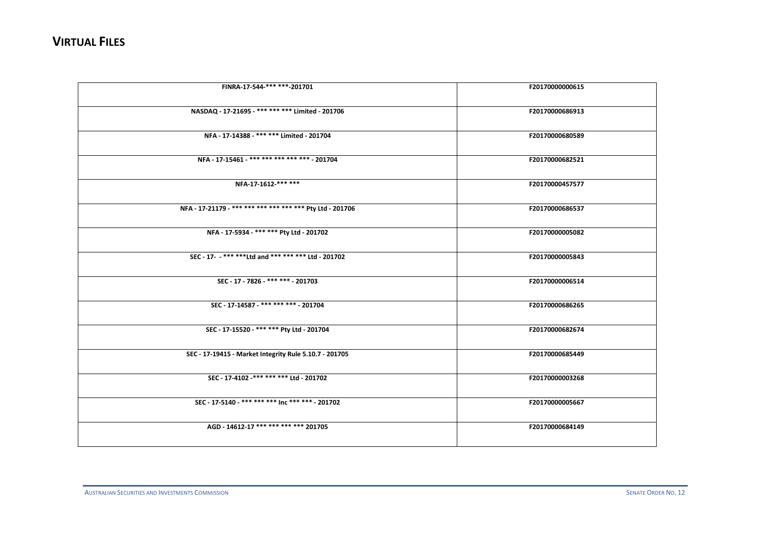# VIRTUAL FILES

| FINRA-17-544-*** ***-201701 | F20170000000615 |
|---|---|
| NASDAQ - 17-21695 - *** *** *** Limited - 201706 | F20170000686913 |
| NFA - 17-14388 - *** *** Limited - 201704 | F20170000680589 |
| NFA - 17-15461 - *** *** *** *** *** - 201704 | F20170000682521 |
| NFA-17-1612-*** *** | F20170000457577 |
| NFA - 17-21179 - *** *** *** *** *** *** Pty Ltd - 201706 | F20170000686537 |
| NFA - 17-5934 - *** *** Pty Ltd - 201702 | F20170000005082 |
| SEC - 17- - *** ***Ltd and *** *** *** Ltd - 201702 | F20170000005843 |
| SEC - 17 - 7826 - *** *** - 201703 | F20170000006514 |
| SEC - 17-14587 - *** *** *** - 201704 | F20170000686265 |
| SEC - 17-15520 - *** *** Pty Ltd - 201704 | F20170000682674 |
| SEC - 17-19415 - Market Integrity Rule 5.10.7 - 201705 | F20170000685449 |
| SEC - 17-4102 -*** *** *** Ltd - 201702 | F20170000003268 |
| SEC - 17-5140 - *** *** *** Inc *** *** - 201702 | F20170000005667 |
| AGD - 14612-17 *** *** *** *** 201705 | F20170000684149 |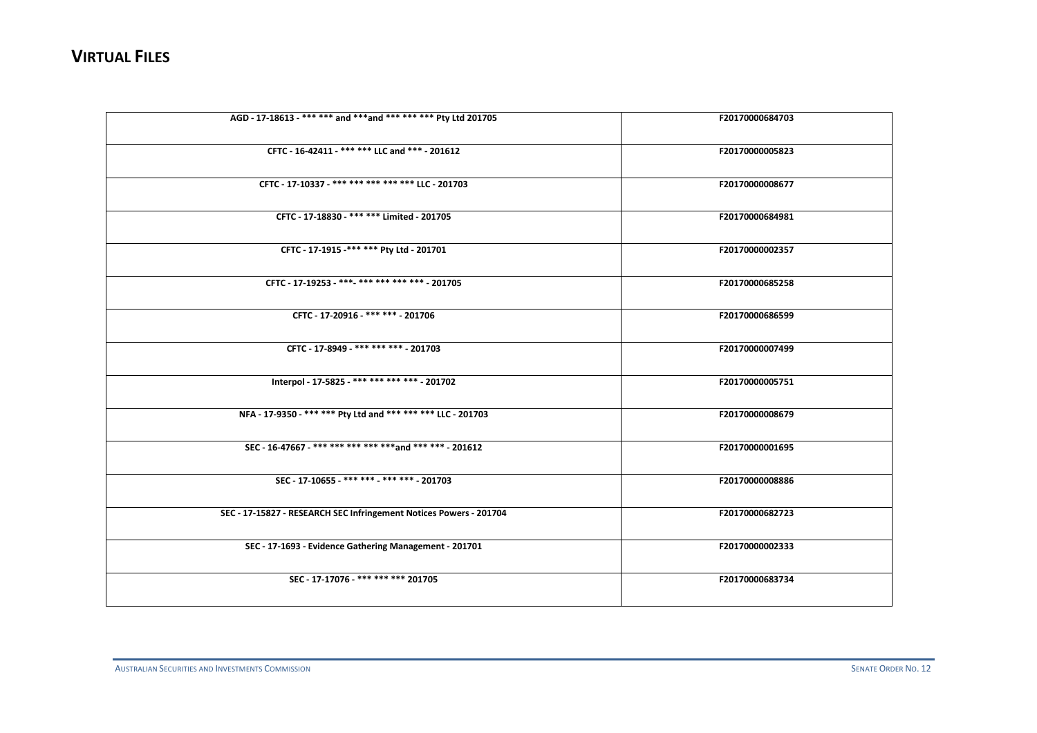# VIRTUAL FILES

| | |
|---|---|
| AGD - 17-18613 - *** *** and ***and *** *** *** Pty Ltd 201705 | F20170000684703 |
| CFTC - 16-42411 - *** *** LLC and *** - 201612 | F20170000005823 |
| CFTC - 17-10337 - *** *** *** *** *** LLC - 201703 | F20170000008677 |
| CFTC - 17-18830 - *** *** Limited - 201705 | F20170000684981 |
| CFTC - 17-1915 -*** *** Pty Ltd - 201701 | F20170000002357 |
| CFTC - 17-19253 - ***- *** *** *** *** - 201705 | F20170000685258 |
| CFTC - 17-20916 - *** *** - 201706 | F20170000686599 |
| CFTC - 17-8949 - *** *** *** - 201703 | F20170000007499 |
| Interpol - 17-5825 - *** *** *** *** - 201702 | F20170000005751 |
| NFA - 17-9350 - *** *** Pty Ltd and *** *** *** LLC - 201703 | F20170000008679 |
| SEC - 16-47667 - *** *** *** *** ***and *** *** - 201612 | F20170000001695 |
| SEC - 17-10655 - *** *** - *** *** - 201703 | F20170000008886 |
| SEC - 17-15827 - RESEARCH SEC Infringement Notices Powers - 201704 | F20170000682723 |
| SEC - 17-1693 - Evidence Gathering Management - 201701 | F20170000002333 |
| SEC - 17-17076 - *** *** *** 201705 | F20170000683734 |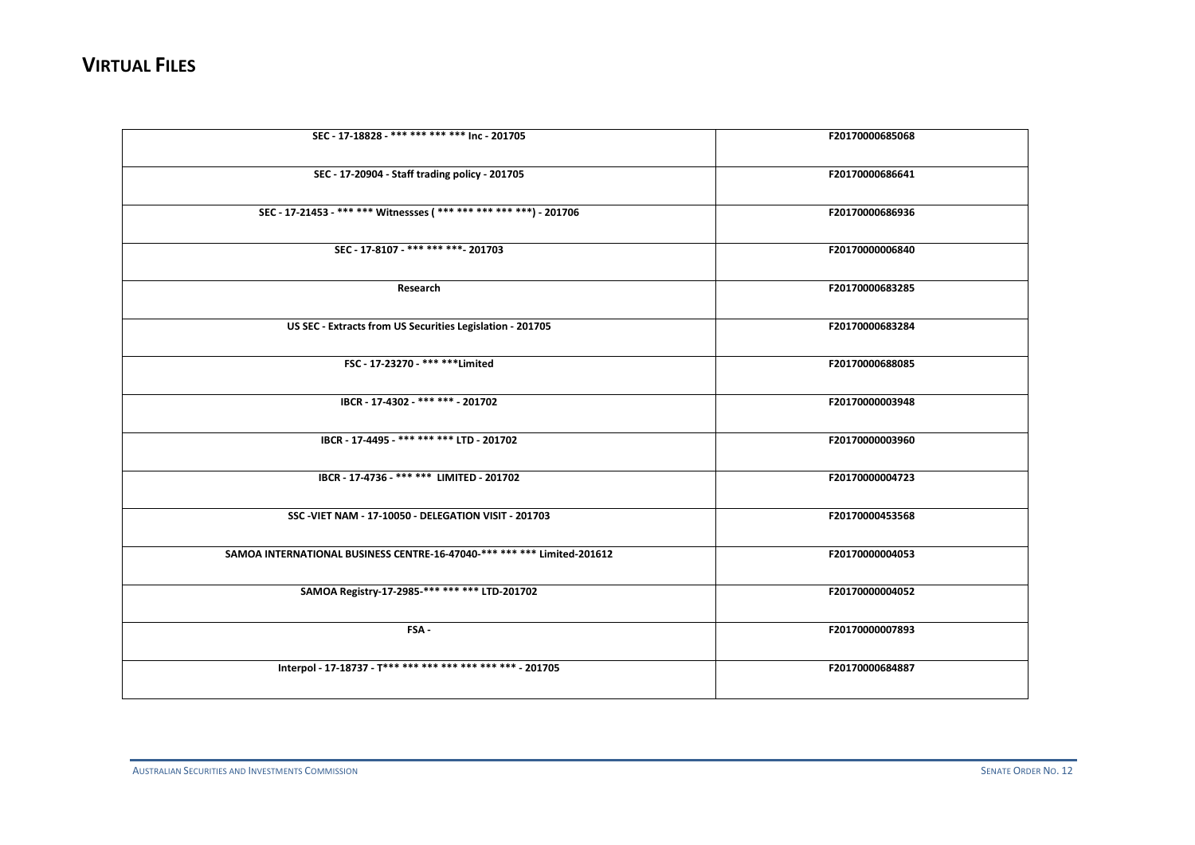# VIRTUAL FILES

| SEC - 17-18828 - *** *** *** *** Inc - 201705 | F20170000685068 |
|---|---|
| SEC - 17-20904 - Staff trading policy - 201705 | F20170000686641 |
| SEC - 17-21453 - *** *** Witnessses ( *** *** *** *** ***) - 201706 | F20170000686936 |
| SEC - 17-8107 - *** *** ***- 201703 | F20170000006840 |
| Research | F20170000683285 |
| US SEC - Extracts from US Securities Legislation - 201705 | F20170000683284 |
| FSC - 17-23270 - *** ***Limited | F20170000688085 |
| IBCR - 17-4302 - *** *** - 201702 | F20170000003948 |
| IBCR - 17-4495 - *** *** *** LTD - 201702 | F20170000003960 |
| IBCR - 17-4736 - *** *** LIMITED - 201702 | F20170000004723 |
| SSC -VIET NAM - 17-10050 - DELEGATION VISIT - 201703 | F20170000453568 |
| SAMOA INTERNATIONAL BUSINESS CENTRE-16-47040-*** *** *** Limited-201612 | F20170000004053 |
| SAMOA Registry-17-2985-*** *** *** LTD-201702 | F20170000004052 |
| FSA - | F20170000007893 |
| Interpol - 17-18737 - T*** *** *** *** *** *** *** - 201705 | F20170000684887 |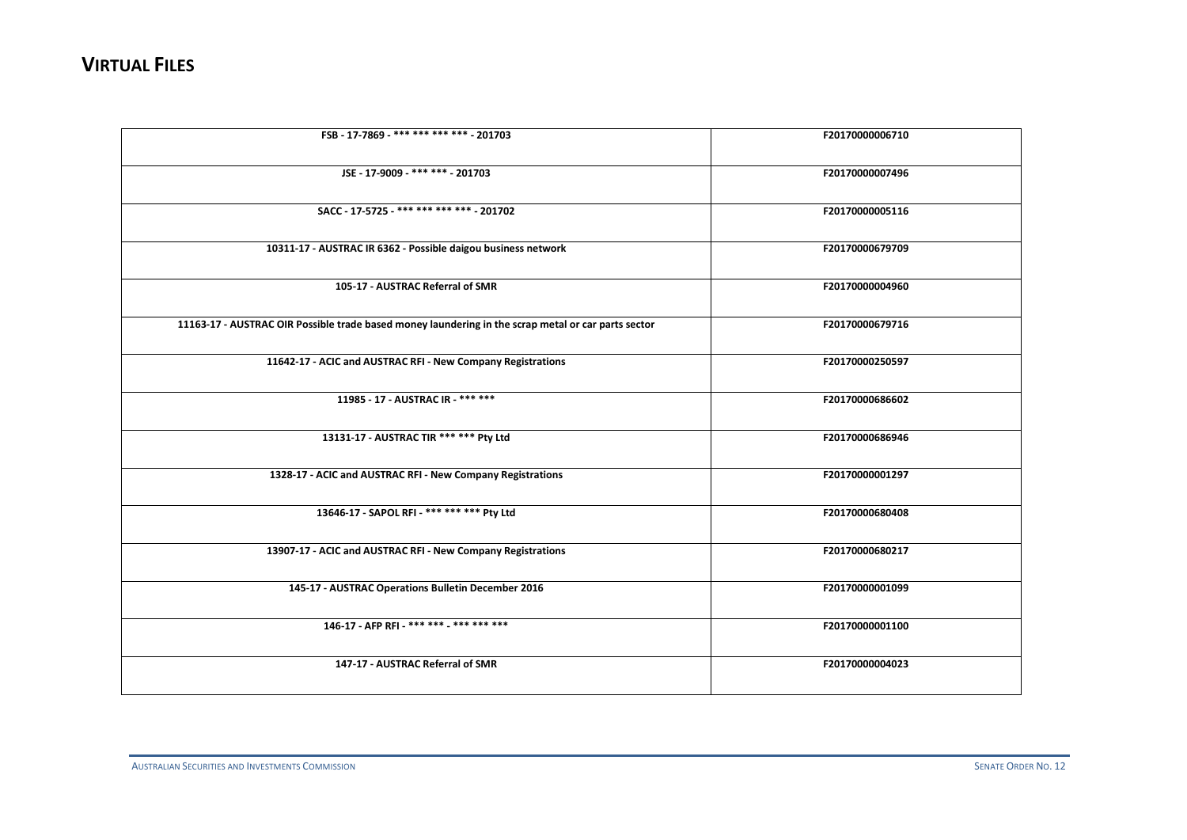# VIRTUAL FILES

| | |
|---|---|
| FSB - 17-7869 - *** *** *** *** - 201703 | F20170000006710 |
| JSE - 17-9009 - *** *** - 201703 | F20170000007496 |
| SACC - 17-5725 - *** *** *** *** - 201702 | F20170000005116 |
| 10311-17 - AUSTRAC IR 6362 - Possible daigou business network | F20170000679709 |
| 105-17 - AUSTRAC Referral of SMR | F20170000004960 |
| 11163-17 - AUSTRAC OIR Possible trade based money laundering in the scrap metal or car parts sector | F20170000679716 |
| 11642-17 - ACIC and AUSTRAC RFI - New Company Registrations | F20170000250597 |
| 11985 - 17 - AUSTRAC IR - *** *** | F20170000686602 |
| 13131-17 - AUSTRAC TIR *** *** Pty Ltd | F20170000686946 |
| 1328-17 - ACIC and AUSTRAC RFI - New Company Registrations | F20170000001297 |
| 13646-17 - SAPOL RFI - *** *** *** Pty Ltd | F20170000680408 |
| 13907-17 - ACIC and AUSTRAC RFI - New Company Registrations | F20170000680217 |
| 145-17 - AUSTRAC Operations Bulletin December 2016 | F20170000001099 |
| 146-17 - AFP RFI - *** *** - *** *** *** | F20170000001100 |
| 147-17 - AUSTRAC Referral of SMR | F20170000004023 |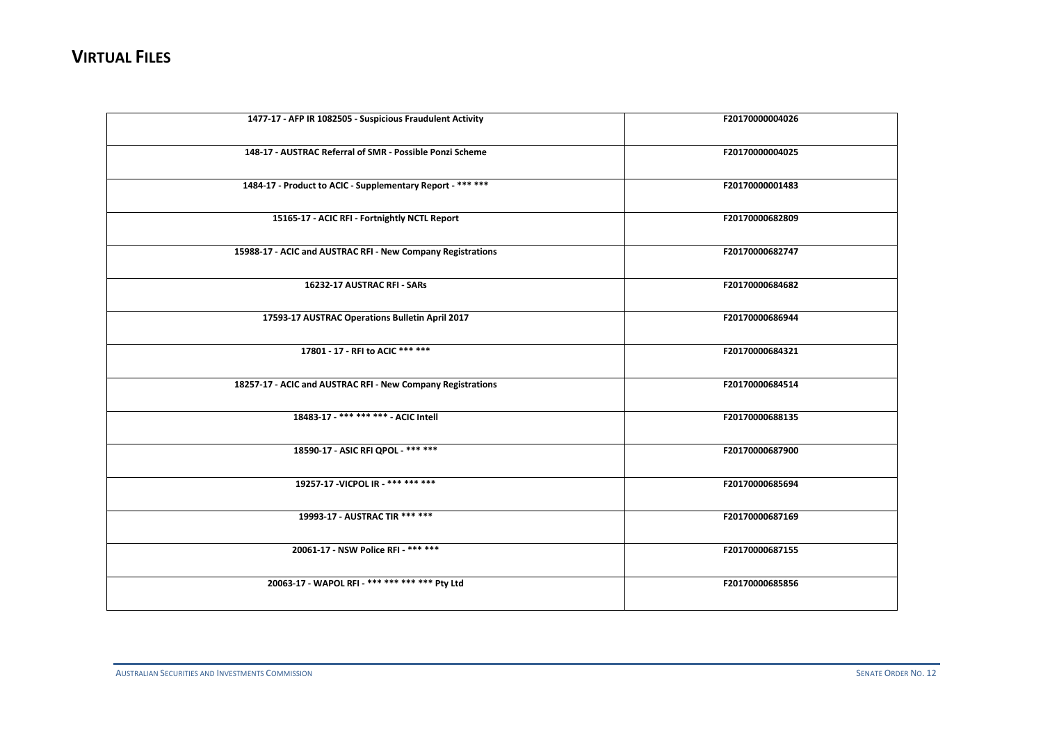# VIRTUAL FILES

| | |
|---|---|
| 1477-17 - AFP IR 1082505 - Suspicious Fraudulent Activity | F20170000004026 |
| 148-17 - AUSTRAC Referral of SMR - Possible Ponzi Scheme | F20170000004025 |
| 1484-17 - Product to ACIC - Supplementary Report - *** *** | F20170000001483 |
| 15165-17 - ACIC RFI - Fortnightly NCTL Report | F20170000682809 |
| 15988-17 - ACIC and AUSTRAC RFI - New Company Registrations | F20170000682747 |
| 16232-17 AUSTRAC RFI - SARs | F20170000684682 |
| 17593-17 AUSTRAC Operations Bulletin April 2017 | F20170000686944 |
| 17801 - 17 - RFI to ACIC *** *** | F20170000684321 |
| 18257-17 - ACIC and AUSTRAC RFI - New Company Registrations | F20170000684514 |
| 18483-17 - *** *** *** - ACIC Intell | F20170000688135 |
| 18590-17 - ASIC RFI QPOL - *** *** | F20170000687900 |
| 19257-17 -VICPOL IR - *** *** *** | F20170000685694 |
| 19993-17 - AUSTRAC TIR *** *** | F20170000687169 |
| 20061-17 - NSW Police RFI - *** *** | F20170000687155 |
| 20063-17 - WAPOL RFI - *** *** *** *** Pty Ltd | F20170000685856 |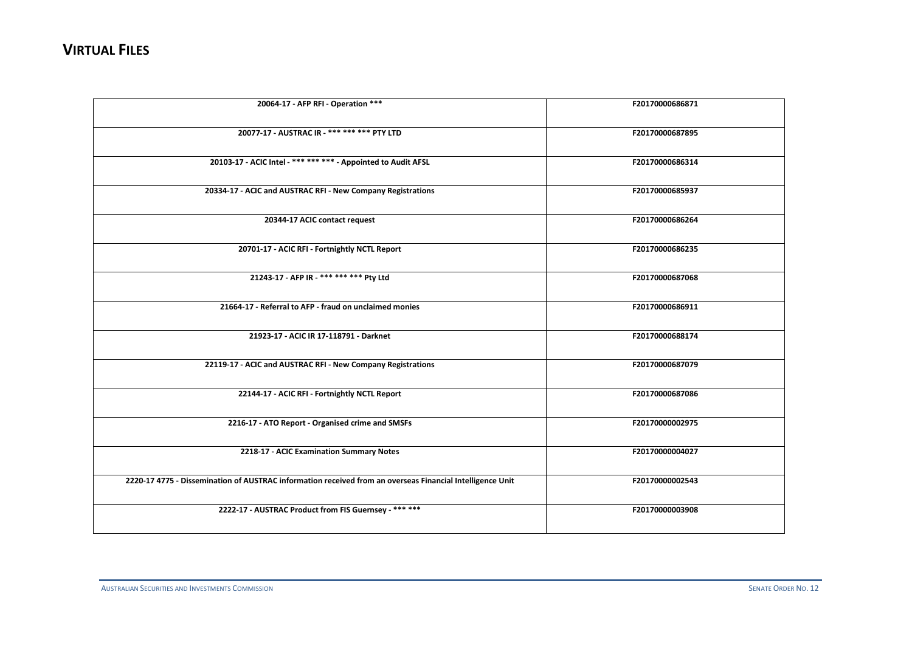## VIRTUAL FILES

| | |
|---|---|
| 20064-17 - AFP RFI - Operation *** | F20170000686871 |
| 20077-17 - AUSTRAC IR - *** *** *** PTY LTD | F20170000687895 |
| 20103-17 - ACIC Intel - *** *** *** - Appointed to Audit AFSL | F20170000686314 |
| 20334-17 - ACIC and AUSTRAC RFI - New Company Registrations | F20170000685937 |
| 20344-17 ACIC contact request | F20170000686264 |
| 20701-17 - ACIC RFI - Fortnightly NCTL Report | F20170000686235 |
| 21243-17 - AFP IR - *** *** *** Pty Ltd | F20170000687068 |
| 21664-17 - Referral to AFP - fraud on unclaimed monies | F20170000686911 |
| 21923-17 - ACIC IR 17-118791 - Darknet | F20170000688174 |
| 22119-17 - ACIC and AUSTRAC RFI - New Company Registrations | F20170000687079 |
| 22144-17 - ACIC RFI - Fortnightly NCTL Report | F20170000687086 |
| 2216-17 - ATO Report - Organised crime and SMSFs | F20170000002975 |
| 2218-17 - ACIC Examination Summary Notes | F20170000004027 |
| 2220-17 4775 - Dissemination of AUSTRAC information received from an overseas Financial Intelligence Unit | F20170000002543 |
| 2222-17 - AUSTRAC Product from FIS Guernsey - *** *** | F20170000003908 |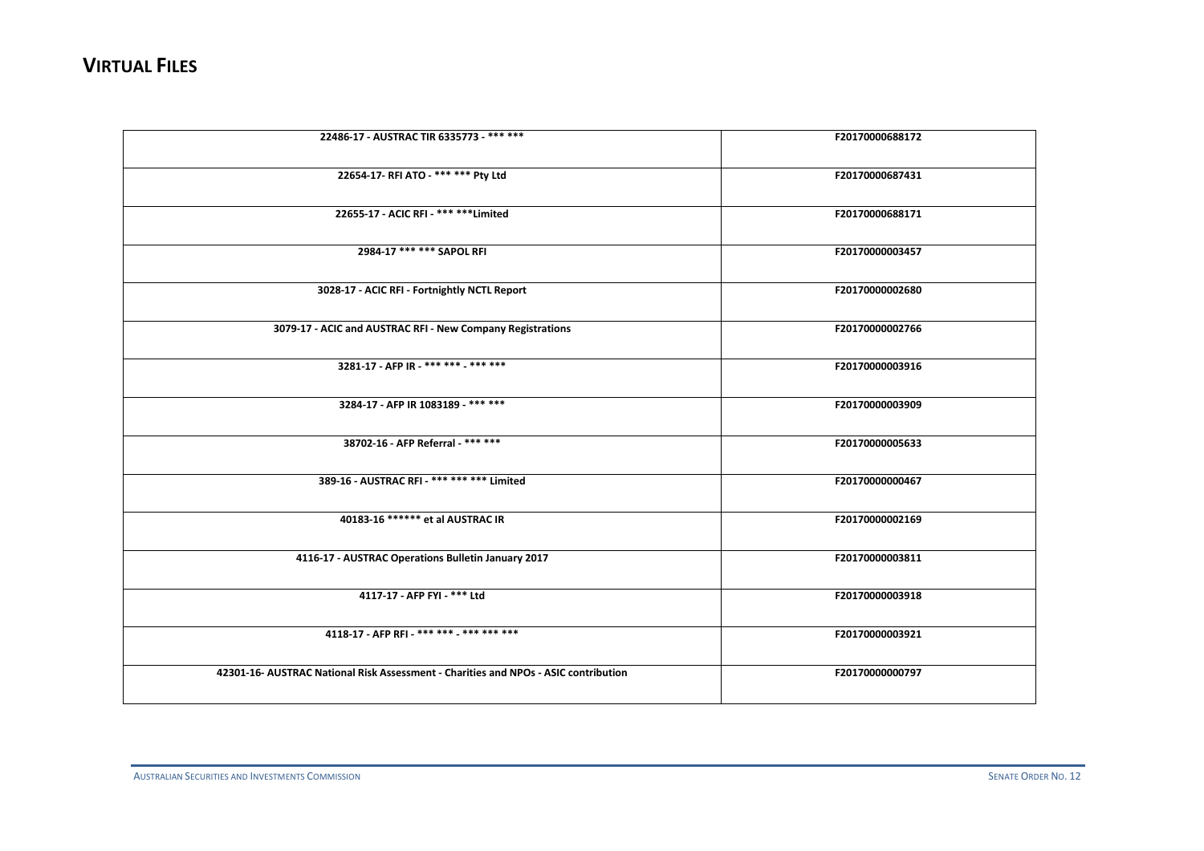# VIRTUAL FILES

| | |
|---|---|
| 22486-17 - AUSTRAC TIR 6335773 - *** *** | F20170000688172 |
| 22654-17- RFI ATO - *** *** Pty Ltd | F20170000687431 |
| 22655-17 - ACIC RFI - *** ***Limited | F20170000688171 |
| 2984-17 *** *** SAPOL RFI | F20170000003457 |
| 3028-17 - ACIC RFI - Fortnightly NCTL Report | F20170000002680 |
| 3079-17 - ACIC and AUSTRAC RFI - New Company Registrations | F20170000002766 |
| 3281-17 - AFP IR - *** *** - *** *** | F20170000003916 |
| 3284-17 - AFP IR 1083189 - *** *** | F20170000003909 |
| 38702-16 - AFP Referral - *** *** | F20170000005633 |
| 389-16 - AUSTRAC RFI - *** *** *** Limited | F20170000000467 |
| 40183-16 ****** et al AUSTRAC IR | F20170000002169 |
| 4116-17 - AUSTRAC Operations Bulletin January 2017 | F20170000003811 |
| 4117-17 - AFP FYI - *** Ltd | F20170000003918 |
| 4118-17 - AFP RFI - *** *** - *** *** *** | F20170000003921 |
| 42301-16- AUSTRAC National Risk Assessment - Charities and NPOs - ASIC contribution | F20170000000797 |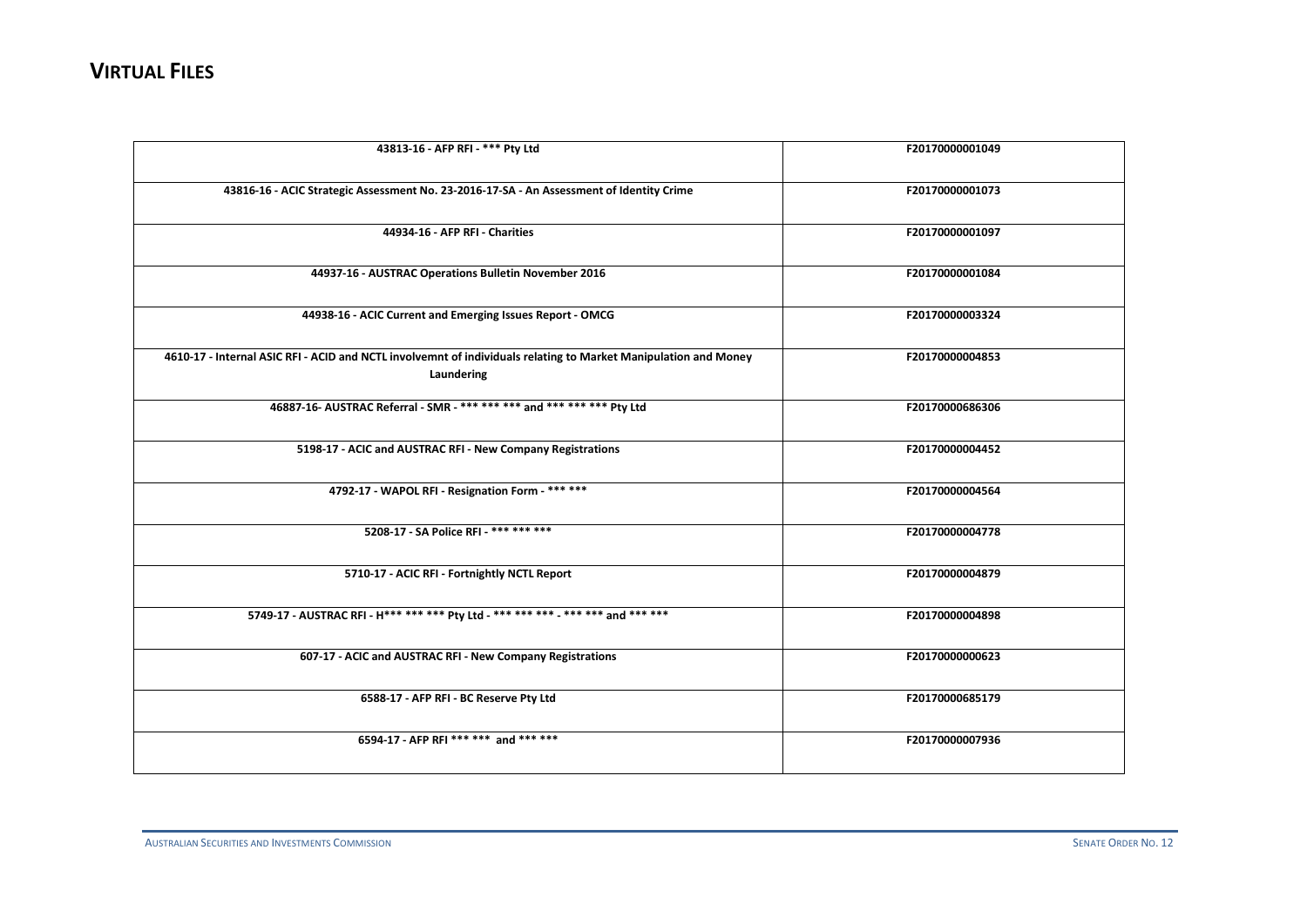# VIRTUAL FILES

| | |
|---|---|
| 43813-16 - AFP RFI - *** Pty Ltd | F20170000001049 |
| 43816-16 - ACIC Strategic Assessment No. 23-2016-17-SA - An Assessment of Identity Crime | F20170000001073 |
| 44934-16 - AFP RFI - Charities | F20170000001097 |
| 44937-16 - AUSTRAC Operations Bulletin November 2016 | F20170000001084 |
| 44938-16 - ACIC Current and Emerging Issues Report - OMCG | F20170000003324 |
| 4610-17 - Internal ASIC RFI - ACID and NCTL involvemnt of individuals relating to Market Manipulation and Money Laundering | F20170000004853 |
| 46887-16- AUSTRAC Referral - SMR - *** *** *** and *** *** *** Pty Ltd | F20170000686306 |
| 5198-17 - ACIC and AUSTRAC RFI - New Company Registrations | F20170000004452 |
| 4792-17 - WAPOL RFI - Resignation Form - *** *** | F20170000004564 |
| 5208-17 - SA Police RFI - *** *** *** | F20170000004778 |
| 5710-17 - ACIC RFI - Fortnightly NCTL Report | F20170000004879 |
| 5749-17 - AUSTRAC RFI - H*** *** *** Pty Ltd - *** *** *** - *** *** and *** *** | F20170000004898 |
| 607-17 - ACIC and AUSTRAC RFI - New Company Registrations | F20170000000623 |
| 6588-17 - AFP RFI - BC Reserve Pty Ltd | F20170000685179 |
| 6594-17 - AFP RFI *** *** and *** *** | F20170000007936 |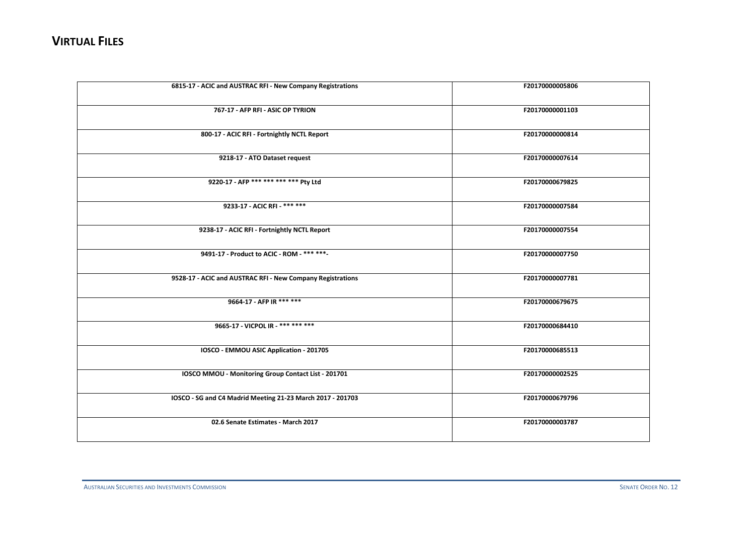# VIRTUAL FILES

| | |
|---|---|
| 6815-17 - ACIC and AUSTRAC RFI - New Company Registrations | F20170000005806 |
| 767-17 - AFP RFI - ASIC OP TYRION | F20170000001103 |
| 800-17 - ACIC RFI - Fortnightly NCTL Report | F20170000000814 |
| 9218-17 - ATO Dataset request | F20170000007614 |
| 9220-17 - AFP *** *** *** *** Pty Ltd | F20170000679825 |
| 9233-17 - ACIC RFI - *** *** | F20170000007584 |
| 9238-17 - ACIC RFI - Fortnightly NCTL Report | F20170000007554 |
| 9491-17 - Product to ACIC - ROM - *** ***- | F20170000007750 |
| 9528-17 - ACIC and AUSTRAC RFI - New Company Registrations | F20170000007781 |
| 9664-17 - AFP IR *** *** | F20170000679675 |
| 9665-17 - VICPOL IR - *** *** *** | F20170000684410 |
| IOSCO - EMMOU ASIC Application - 201705 | F20170000685513 |
| IOSCO MMOU - Monitoring Group Contact List - 201701 | F20170000002525 |
| IOSCO - SG and C4 Madrid Meeting 21-23 March 2017 - 201703 | F20170000679796 |
| 02.6 Senate Estimates - March 2017 | F20170000003787 |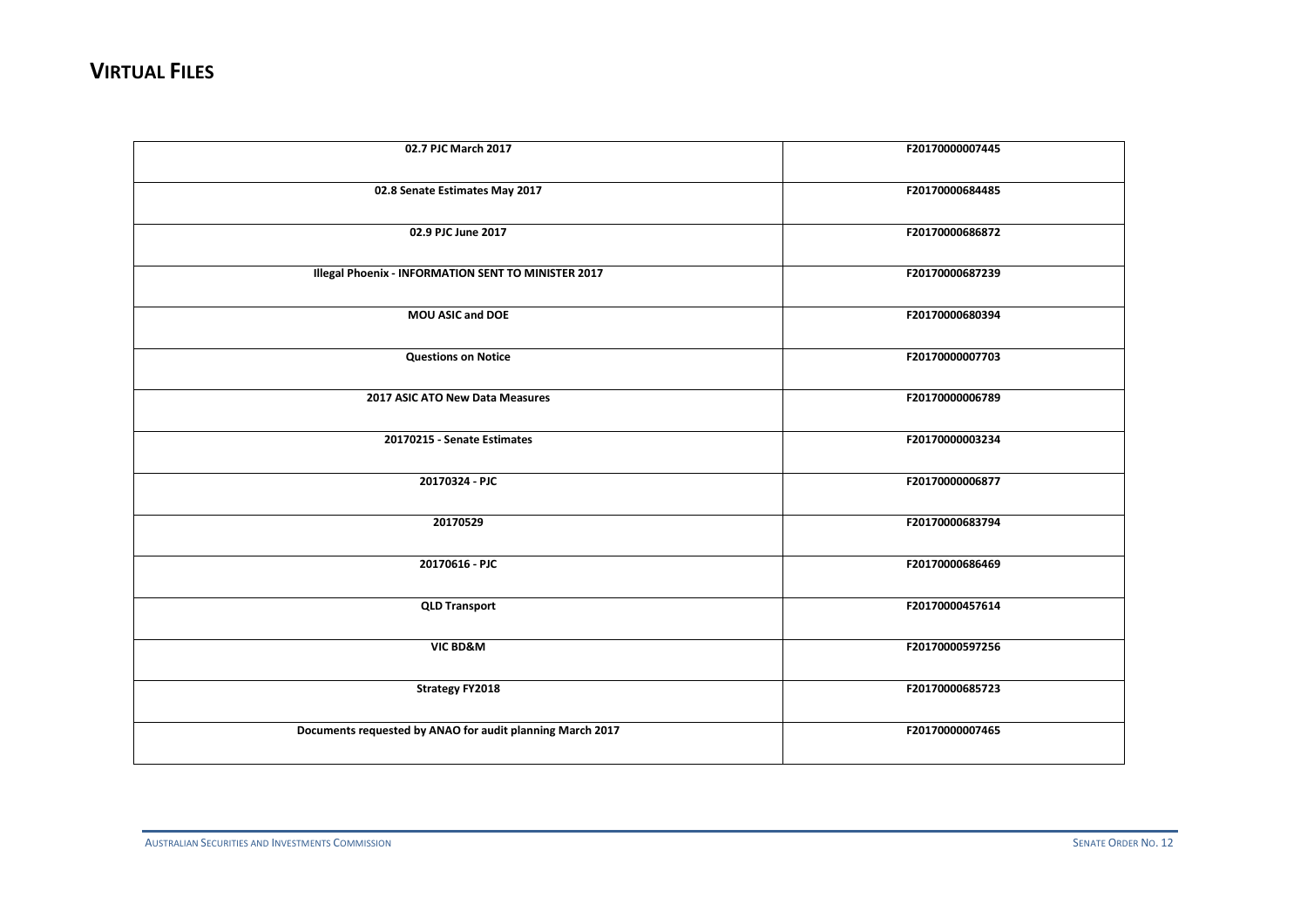# VIRTUAL FILES

| | |
|---|---|
| **02.7 PJC March 2017** | **F20170000007445** |
| **02.8 Senate Estimates May 2017** | **F20170000684485** |
| **02.9 PJC June 2017** | **F20170000686872** |
| **Illegal Phoenix - INFORMATION SENT TO MINISTER 2017** | **F20170000687239** |
| **MOU ASIC and DOE** | **F20170000680394** |
| **Questions on Notice** | **F20170000007703** |
| **2017 ASIC ATO New Data Measures** | **F20170000006789** |
| **20170215 - Senate Estimates** | **F20170000003234** |
| **20170324 - PJC** | **F20170000006877** |
| **20170529** | **F20170000683794** |
| **20170616 - PJC** | **F20170000686469** |
| **QLD Transport** | **F20170000457614** |
| **VIC BD&M** | **F20170000597256** |
| **Strategy FY2018** | **F20170000685723** |
| **Documents requested by ANAO for audit planning March 2017** | **F20170000007465** |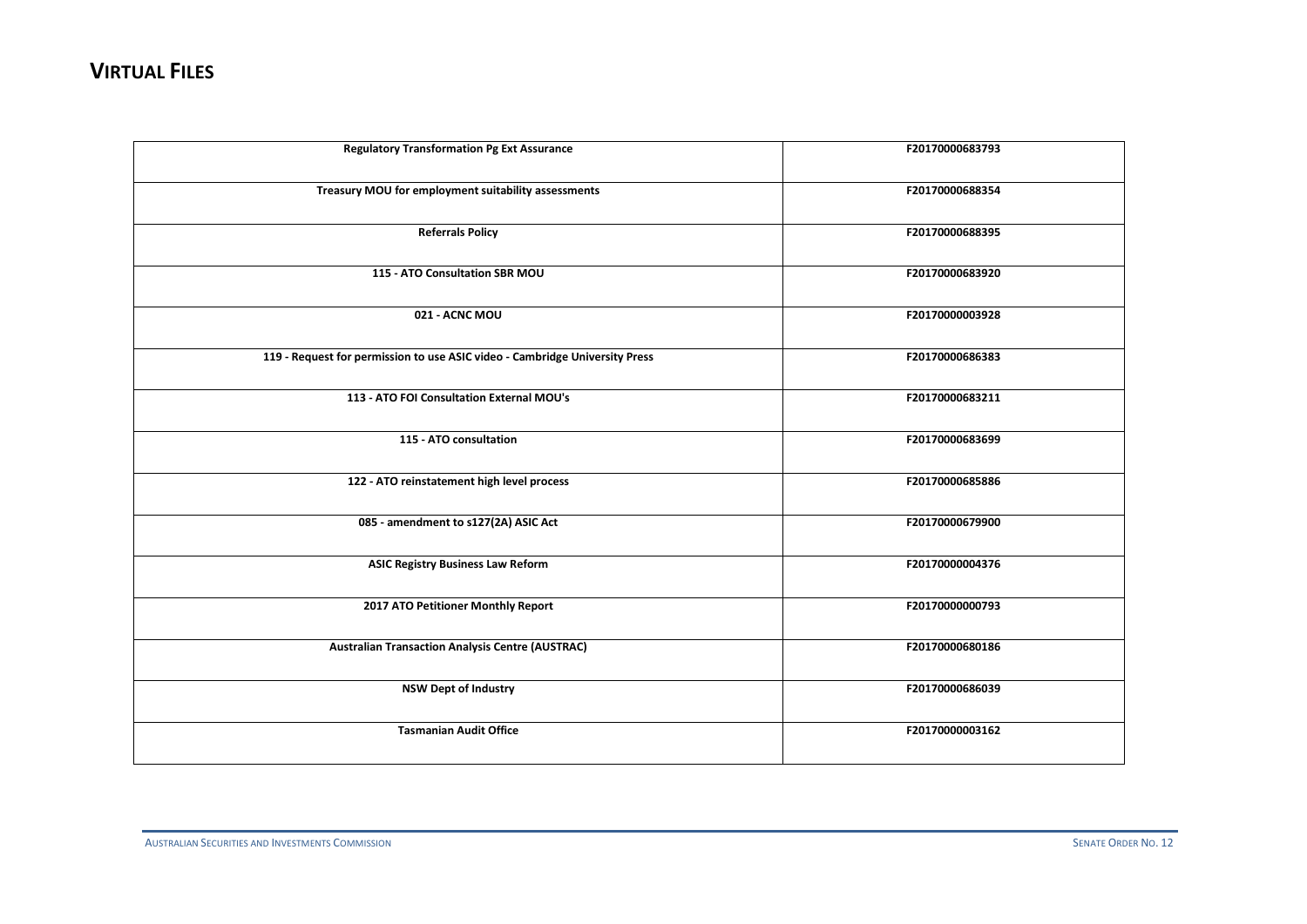# VIRTUAL FILES

| | |
|---|---|
| **Regulatory Transformation Pg Ext Assurance** | **F20170000683793** |
| **Treasury MOU for employment suitability assessments** | **F20170000688354** |
| **Referrals Policy** | **F20170000688395** |
| **115 - ATO Consultation SBR MOU** | **F20170000683920** |
| **021 - ACNC MOU** | **F20170000003928** |
| **119 - Request for permission to use ASIC video - Cambridge University Press** | **F20170000686383** |
| **113 - ATO FOI Consultation External MOU's** | **F20170000683211** |
| **115 - ATO consultation** | **F20170000683699** |
| **122 - ATO reinstatement high level process** | **F20170000685886** |
| **085 - amendment to s127(2A) ASIC Act** | **F20170000679900** |
| **ASIC Registry Business Law Reform** | **F20170000004376** |
| **2017 ATO Petitioner Monthly Report** | **F20170000000793** |
| **Australian Transaction Analysis Centre (AUSTRAC)** | **F20170000680186** |
| **NSW Dept of Industry** | **F20170000686039** |
| **Tasmanian Audit Office** | **F20170000003162** |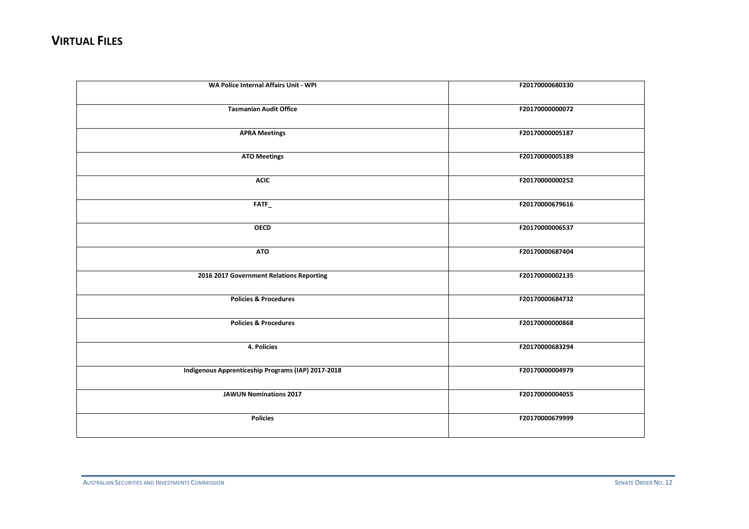## VIRTUAL FILES

| | |
|---|---|
| **WA Police Internal Affairs Unit - WPI** | **F20170000680330** |
| **Tasmanian Audit Office** | **F20170000000072** |
| **APRA Meetings** | **F20170000005187** |
| **ATO Meetings** | **F20170000005189** |
| **ACIC** | **F20170000000252** |
| **FATF_** | **F20170000679616** |
| **OECD** | **F20170000006537** |
| **ATO** | **F20170000687404** |
| **2016 2017 Government Relations Reporting** | **F20170000002135** |
| **Policies & Procedures** | **F20170000684732** |
| **Policies & Procedures** | **F20170000000868** |
| **4. Policies** | **F20170000683294** |
| **Indigenous Apprenticeship Programs (IAP) 2017-2018** | **F20170000004979** |
| **JAWUN Nominations 2017** | **F20170000004055** |
| **Policies** | **F20170000679999** |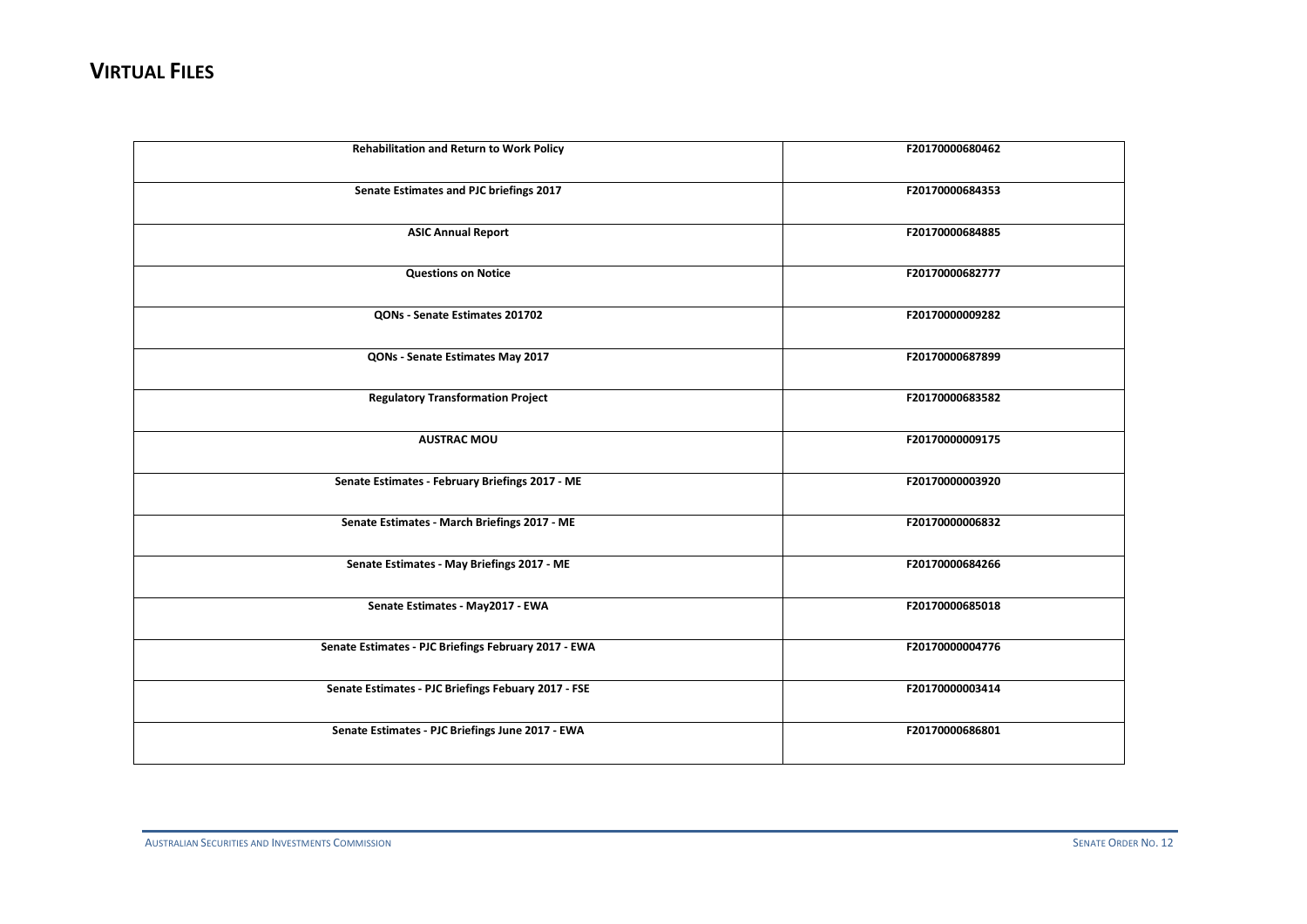# VIRTUAL FILES

| Rehabilitation and Return to Work Policy | F20170000680462 |
|---|---|
| Senate Estimates and PJC briefings 2017 | F20170000684353 |
| ASIC Annual Report | F20170000684885 |
| Questions on Notice | F20170000682777 |
| QONs - Senate Estimates 201702 | F20170000009282 |
| QONs - Senate Estimates May 2017 | F20170000687899 |
| Regulatory Transformation Project | F20170000683582 |
| AUSTRAC MOU | F20170000009175 |
| Senate Estimates - February Briefings 2017 - ME | F20170000003920 |
| Senate Estimates - March Briefings 2017 - ME | F20170000006832 |
| Senate Estimates - May Briefings 2017 - ME | F20170000684266 |
| Senate Estimates - May2017 - EWA | F20170000685018 |
| Senate Estimates - PJC Briefings February 2017 - EWA | F20170000004776 |
| Senate Estimates - PJC Briefings Febuary 2017 - FSE | F20170000003414 |
| Senate Estimates - PJC Briefings June 2017 - EWA | F20170000686801 |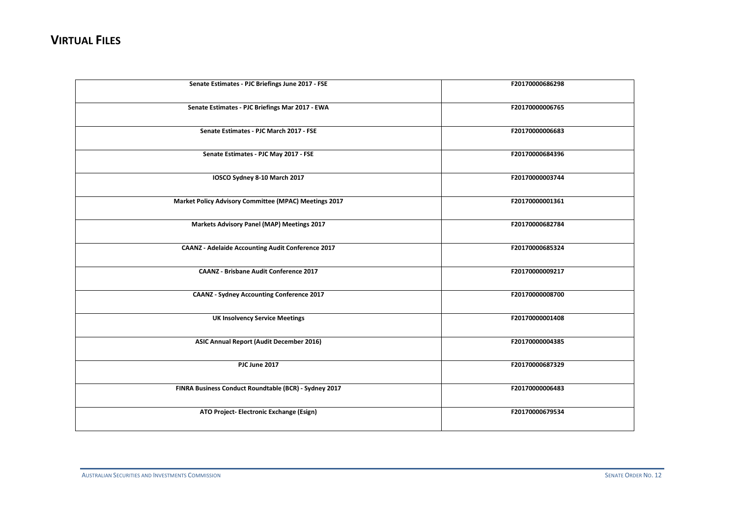## VIRTUAL FILES

| | |
|---|---|
| **Senate Estimates - PJC Briefings June 2017 - FSE** | **F20170000686298** |
| **Senate Estimates - PJC Briefings Mar 2017 - EWA** | **F20170000006765** |
| **Senate Estimates - PJC March 2017 - FSE** | **F20170000006683** |
| **Senate Estimates - PJC May 2017 - FSE** | **F20170000684396** |
| **IOSCO Sydney 8-10 March 2017** | **F20170000003744** |
| **Market Policy Advisory Committee (MPAC) Meetings 2017** | **F20170000001361** |
| **Markets Advisory Panel (MAP) Meetings 2017** | **F20170000682784** |
| **CAANZ - Adelaide Accounting Audit Conference 2017** | **F20170000685324** |
| **CAANZ - Brisbane Audit Conference 2017** | **F20170000009217** |
| **CAANZ - Sydney Accounting Conference 2017** | **F20170000008700** |
| **UK Insolvency Service Meetings** | **F20170000001408** |
| **ASIC Annual Report (Audit December 2016)** | **F20170000004385** |
| **PJC June 2017** | **F20170000687329** |
| **FINRA Business Conduct Roundtable (BCR) - Sydney 2017** | **F20170000006483** |
| **ATO Project- Electronic Exchange (Esign)** | **F20170000679534** |